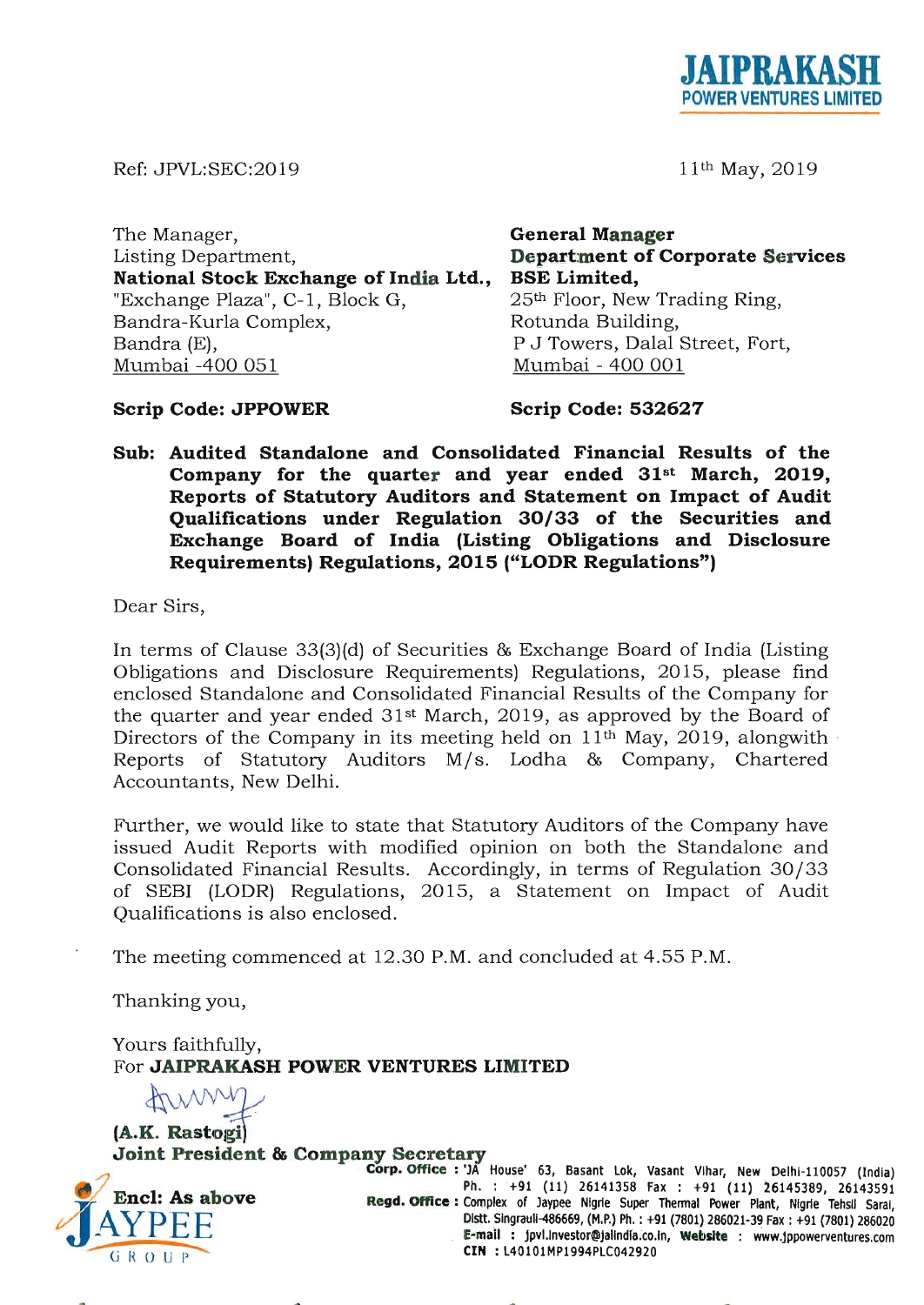**JAIPRAKASH**
**POWER VENTURES LIMITED**

Ref: JPVL:SEC:2019

11th May, 2019

The Manager,
Listing Department,
**National Stock Exchange of India Ltd.,**
"Exchange Plaza", C-1, Block G,
Bandra-Kurla Complex,
Bandra (E),
Mumbai -400 051

**Scrip Code: JPPOWER**

**General Manager**
**Department of Corporate Services**
**BSE Limited,**
25th Floor, New Trading Ring,
Rotunda Building,
P J Towers, Dalal Street, Fort,
Mumbai - 400 001

**Scrip Code: 532627**

**Sub: Audited Standalone and Consolidated Financial Results of the Company for the quarter and year ended 31st March, 2019, Reports of Statutory Auditors and Statement on Impact of Audit Qualifications under Regulation 30/33 of the Securities and Exchange Board of India (Listing Obligations and Disclosure Requirements) Regulations, 2015 ("LODR Regulations")**

Dear Sirs,

In terms of Clause 33(3)(d) of Securities & Exchange Board of India (Listing Obligations and Disclosure Requirements) Regulations, 2015, please find enclosed Standalone and Consolidated Financial Results of the Company for the quarter and year ended 31st March, 2019, as approved by the Board of Directors of the Company in its meeting held on 11th May, 2019, alongwith Reports of Statutory Auditors M/s. Lodha & Company, Chartered Accountants, New Delhi.

Further, we would like to state that Statutory Auditors of the Company have issued Audit Reports with modified opinion on both the Standalone and Consolidated Financial Results. Accordingly, in terms of Regulation 30/33 of SEBI (LODR) Regulations, 2015, a Statement on Impact of Audit Qualifications is also enclosed.

The meeting commenced at 12.30 P.M. and concluded at 4.55 P.M.

Thanking you,

Yours faithfully,
For **JAIPRAKASH POWER VENTURES LIMITED**

**(A.K. Rastogi)**
**Joint President & Company Secretary**

**Encl: As above**

JAYPEE GROUP

**Corp. Office :** 'JA House' 63, Basant Lok, Vasant Vihar, New Delhi-110057 (India) Ph. : +91 (11) 26141358 Fax : +91 (11) 26145389, 26143591
**Regd. Office :** Complex of Jaypee Nigrie Super Thermal Power Plant, Nigrie Tehsil Sarai, Distt. Singrauli-486669, (M.P.) Ph. : +91 (7801) 286021-39 Fax : +91 (7801) 286020
**E-mail :** jpvl.investor@jalindia.co.in, **Website :** www.jppowerventures.com
**CIN :** L40101MP1994PLC042920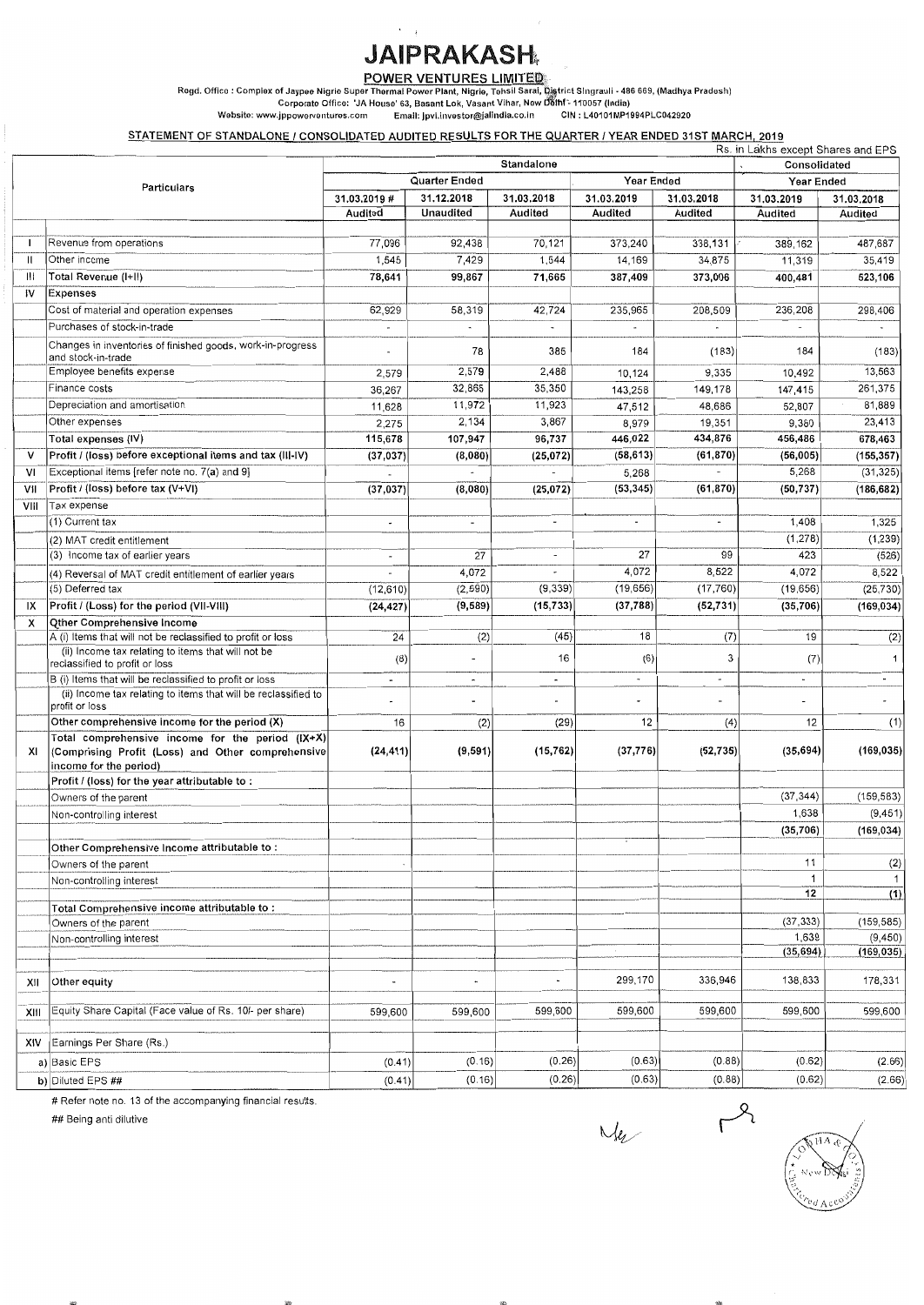# JAIPRAKASH

## POWER VENTURES LIMITED

Regd. Office : Complex of Jaypee Nigrie Super Thermal Power Plant, Nigrie, Tehsil Sarai, District Singrauli - 486 669, (Madhya Pradesh)
Corporate Office: 'JA House' 63, Basant Lok, Vasant Vihar, New Delhi - 110057 (India)
Website: www.jppowerventures.com Email: jpvl.investor@jalindia.co.in CIN : L40101MP1994PLC042920

### STATEMENT OF STANDALONE / CONSOLIDATED AUDITED RESULTS FOR THE QUARTER / YEAR ENDED 31ST MARCH, 2019

Rs. in Lakhs except Shares and EPS

| | Particulars | Standalone | | | | | Consolidated | |
|---|---|---|---|---|---|---|---|---|
| | | Quarter Ended | | | Year Ended | | Year Ended | |
| | | 31.03.2019 # | 31.12.2018 | 31.03.2018 | 31.03.2019 | 31.03.2018 | 31.03.2019 | 31.03.2018 |
| | | Audited | Unaudited | Audited | Audited | Audited | Audited | Audited |
| I | Revenue from operations | 77,096 | 92,438 | 70,121 | 373,240 | 338,131 | 389,162 | 487,687 |
| II | Other income | 1,545 | 7,429 | 1,544 | 14,169 | 34,875 | 11,319 | 35,419 |
| III | Total Revenue (I+II) | 78,641 | 99,867 | 71,665 | 387,409 | 373,006 | 400,481 | 523,106 |
| IV | Expenses | | | | | | | |
| | Cost of material and operation expenses | 62,929 | 58,319 | 42,724 | 235,965 | 208,509 | 236,208 | 298,406 |
| | Purchases of stock-in-trade | - | - | - | - | - | - | - |
| | Changes in inventories of finished goods, work-in-progress and stock-in-trade | - | 78 | 385 | 184 | (183) | 184 | (183) |
| | Employee benefits expense | 2,579 | 2,579 | 2,488 | 10,124 | 9,335 | 10,492 | 13,563 |
| | Finance costs | 36,267 | 32,865 | 35,350 | 143,258 | 149,178 | 147,415 | 261,375 |
| | Depreciation and amortisation | 11,628 | 11,972 | 11,923 | 47,512 | 48,686 | 52,807 | 81,889 |
| | Other expenses | 2,275 | 2,134 | 3,867 | 8,979 | 19,351 | 9,380 | 23,413 |
| | Total expenses (IV) | 115,678 | 107,947 | 96,737 | 446,022 | 434,876 | 456,486 | 678,463 |
| V | Profit / (loss) before exceptional items and tax (III-IV) | (37,037) | (8,080) | (25,072) | (58,613) | (61,870) | (56,005) | (155,357) |
| VI | Exceptional items [refer note no. 7(a) and 9] | - | - | - | 5,268 | - | 5,268 | (31,325) |
| VII | Profit / (loss) before tax (V+VI) | (37,037) | (8,080) | (25,072) | (53,345) | (61,870) | (50,737) | (186,682) |
| VIII | Tax expense | | | | | | | |
| | (1) Current tax | - | - | - | - | - | 1,408 | 1,325 |
| | (2) MAT credit entitlement | | | | | | (1,278) | (1,239) |
| | (3) Income tax of earlier years | - | 27 | - | 27 | 99 | 423 | (526) |
| | (4) Reversal of MAT credit entitlement of earlier years | - | 4,072 | - | 4,072 | 8,522 | 4,072 | 8,522 |
| | (5) Deferred tax | (12,610) | (2,590) | (9,339) | (19,656) | (17,760) | (19,656) | (25,730) |
| IX | Profit / (Loss) for the period (VII-VIII) | (24,427) | (9,589) | (15,733) | (37,788) | (52,731) | (35,706) | (169,034) |
| X | Other Comprehensive Income | | | | | | | |
| | A (i) Items that will not be reclassified to profit or loss | 24 | (2) | (45) | 18 | (7) | 19 | (2) |
| | (ii) Income tax relating to items that will not be reclassified to profit or loss | (8) | - | 16 | (6) | 3 | (7) | 1 |
| | B (i) Items that will be reclassified to profit or loss | - | - | - | - | - | - | - |
| | (ii) Income tax relating to items that will be reclassified to profit or loss | - | - | - | - | - | - | - |
| | Other comprehensive income for the period (X) | 16 | (2) | (29) | 12 | (4) | 12 | (1) |
| XI | Total comprehensive income for the period (IX+X) (Comprising Profit (Loss) and Other comprehensive income for the period) | (24,411) | (9,591) | (15,762) | (37,776) | (52,735) | (35,694) | (169,035) |
| | Profit / (loss) for the year attributable to : | | | | | | | |
| | Owners of the parent | | | | | | (37,344) | (159,583) |
| | Non-controlling interest | | | | | | 1,638 | (9,451) |
| | | | | | | | (35,706) | (169,034) |
| | Other Comprehensive Income attributable to : | | | | | | | |
| | Owners of the parent | | | | | | 11 | (2) |
| | Non-controlling interest | | | | | | 1 | 1 |
| | | | | | | | 12 | (1) |
| | Total Comprehensive income attributable to : | | | | | | | |
| | Owners of the parent | | | | | | (37,333) | (159,585) |
| | Non-controlling interest | | | | | | 1,639 | (9,450) |
| | | | | | | | (35,694) | (169,035) |
| XII | Other equity | - | - | - | 299,170 | 336,946 | 138,833 | 178,331 |
| XIII | Equity Share Capital (Face value of Rs. 10/- per share) | 599,600 | 599,600 | 599,600 | 599,600 | 599,600 | 599,600 | 599,600 |
| XIV | Earnings Per Share (Rs.) | | | | | | | |
| | a) Basic EPS | (0.41) | (0.16) | (0.26) | (0.63) | (0.88) | (0.62) | (2.66) |
| | b) Diluted EPS ## | (0.41) | (0.16) | (0.26) | (0.63) | (0.88) | (0.62) | (2.66) |

# Refer note no. 13 of the accompanying financial results.

## Being anti dilutive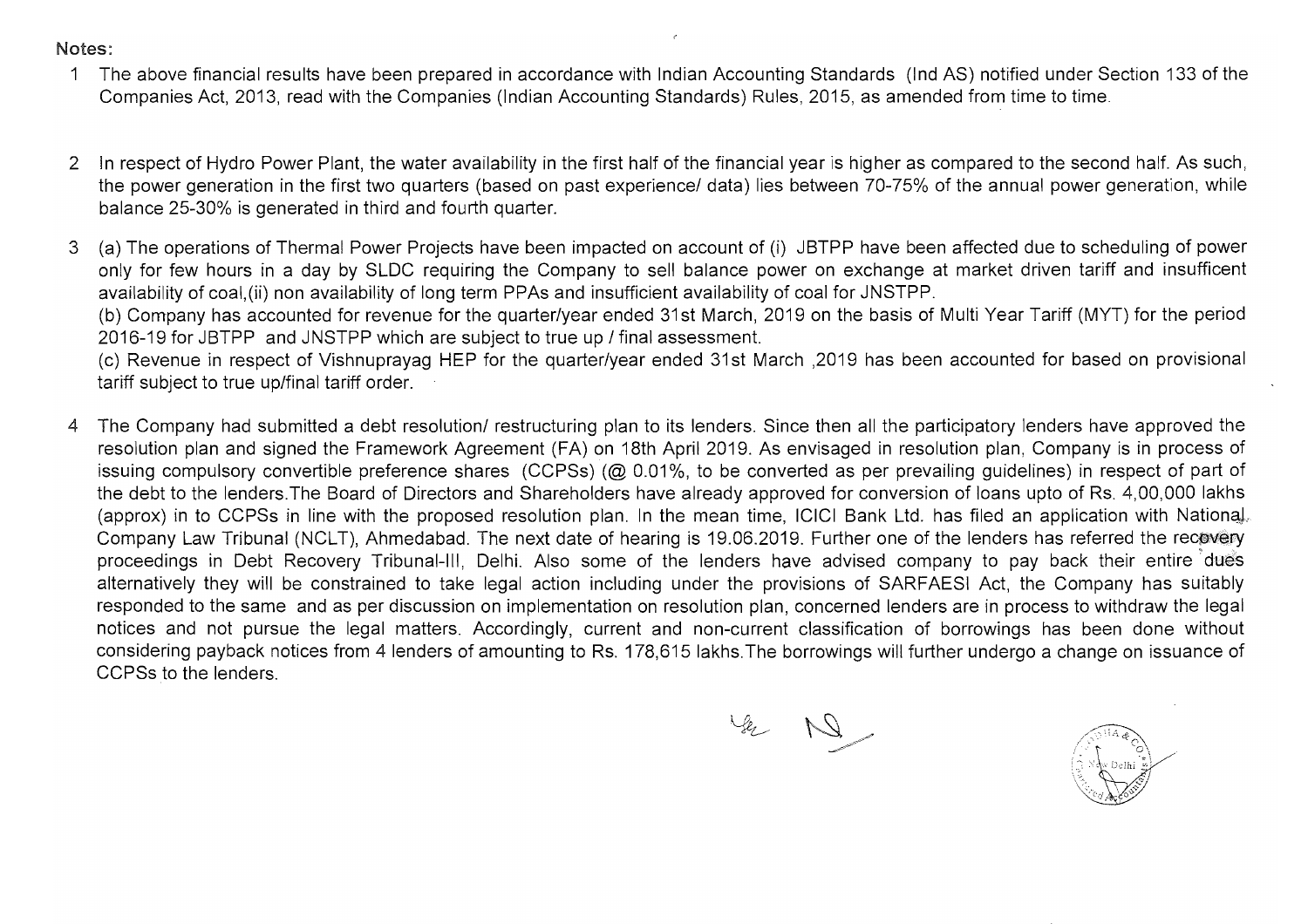Notes:

1. The above financial results have been prepared in accordance with Indian Accounting Standards (Ind AS) notified under Section 133 of the Companies Act, 2013, read with the Companies (Indian Accounting Standards) Rules, 2015, as amended from time to time.

2. In respect of Hydro Power Plant, the water availability in the first half of the financial year is higher as compared to the second half. As such, the power generation in the first two quarters (based on past experience/ data) lies between 70-75% of the annual power generation, while balance 25-30% is generated in third and fourth quarter.

3. (a) The operations of Thermal Power Projects have been impacted on account of (i) JBTPP have been affected due to scheduling of power only for few hours in a day by SLDC requiring the Company to sell balance power on exchange at market driven tariff and insufficent availability of coal,(ii) non availability of long term PPAs and insufficient availability of coal for JNSTPP.
   (b) Company has accounted for revenue for the quarter/year ended 31st March, 2019 on the basis of Multi Year Tariff (MYT) for the period 2016-19 for JBTPP and JNSTPP which are subject to true up / final assessment.
   (c) Revenue in respect of Vishnuprayag HEP for the quarter/year ended 31st March ,2019 has been accounted for based on provisional tariff subject to true up/final tariff order.

4. The Company had submitted a debt resolution/ restructuring plan to its lenders. Since then all the participatory lenders have approved the resolution plan and signed the Framework Agreement (FA) on 18th April 2019. As envisaged in resolution plan, Company is in process of issuing compulsory convertible preference shares (CCPSs) (@ 0.01%, to be converted as per prevailing guidelines) in respect of part of the debt to the lenders.The Board of Directors and Shareholders have already approved for conversion of loans upto of Rs. 4,00,000 lakhs (approx) in to CCPSs in line with the proposed resolution plan. In the mean time, ICICI Bank Ltd. has filed an application with National Company Law Tribunal (NCLT), Ahmedabad. The next date of hearing is 19.06.2019. Further one of the lenders has referred the recovery proceedings in Debt Recovery Tribunal-III, Delhi. Also some of the lenders have advised company to pay back their entire dues alternatively they will be constrained to take legal action including under the provisions of SARFAESI Act, the Company has suitably responded to the same and as per discussion on implementation on resolution plan, concerned lenders are in process to withdraw the legal notices and not pursue the legal matters. Accordingly, current and non-current classification of borrowings has been done without considering payback notices from 4 lenders of amounting to Rs. 178,615 lakhs.The borrowings will further undergo a change on issuance of CCPSs to the lenders.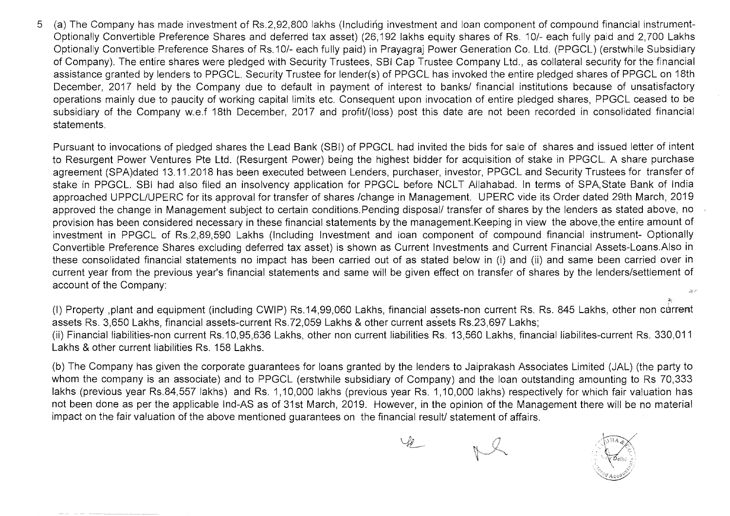5 (a) The Company has made investment of Rs.2,92,800 lakhs (Including investment and loan component of compound financial instrument- Optionally Convertible Preference Shares and deferred tax asset) (26,192 lakhs equity shares of Rs. 10/- each fully paid and 2,700 Lakhs Optionally Convertible Preference Shares of Rs.10/- each fully paid) in Prayagraj Power Generation Co. Ltd. (PPGCL) (erstwhile Subsidiary of Company). The entire shares were pledged with Security Trustees, SBI Cap Trustee Company Ltd., as collateral security for the financial assistance granted by lenders to PPGCL. Security Trustee for lender(s) of PPGCL has invoked the entire pledged shares of PPGCL on 18th December, 2017 held by the Company due to default in payment of interest to banks/ financial institutions because of unsatisfactory operations mainly due to paucity of working capital limits etc. Consequent upon invocation of entire pledged shares, PPGCL ceased to be subsidiary of the Company w.e.f 18th December, 2017 and profit/(loss) post this date are not been recorded in consolidated financial statements.

Pursuant to invocations of pledged shares the Lead Bank (SBI) of PPGCL had invited the bids for sale of shares and issued letter of intent to Resurgent Power Ventures Pte Ltd. (Resurgent Power) being the highest bidder for acquisition of stake in PPGCL. A share purchase agreement (SPA)dated 13.11.2018 has been executed between Lenders, purchaser, investor, PPGCL and Security Trustees for transfer of stake in PPGCL. SBI had also filed an insolvency application for PPGCL before NCLT Allahabad. In terms of SPA,State Bank of India approached UPPCL/UPERC for its approval for transfer of shares /change in Management. UPERC vide its Order dated 29th March, 2019 approved the change in Management subject to certain conditions.Pending disposal/ transfer of shares by the lenders as stated above, no provision has been considered necessary in these financial statements by the management.Keeping in view the above,the entire amount of investment in PPGCL of Rs.2,89,590 Lakhs (Including Investment and loan component of compound financial instrument- Optionally Convertible Preference Shares excluding deferred tax asset) is shown as Current Investments and Current Financial Assets-Loans.Also in these consolidated financial statements no impact has been carried out of as stated below in (i) and (ii) and same been carried over in current year from the previous year's financial statements and same will be given effect on transfer of shares by the lenders/settlement of account of the Company:

(I) Property ,plant and equipment (including CWIP) Rs.14,99,060 Lakhs, financial assets-non current Rs. Rs. 845 Lakhs, other non current assets Rs. 3,650 Lakhs, financial assets-current Rs.72,059 Lakhs & other current assets Rs.23,697 Lakhs;

(ii) Financial liabilities-non current Rs.10,95,636 Lakhs, other non current liabilities Rs. 13,560 Lakhs, financial liabilites-current Rs. 330,011 Lakhs & other current liabilities Rs. 158 Lakhs.

(b) The Company has given the corporate guarantees for loans granted by the lenders to Jaiprakash Associates Limited (JAL) (the party to whom the company is an associate) and to PPGCL (erstwhile subsidiary of Company) and the loan outstanding amounting to Rs 70,333 lakhs (previous year Rs.84,557 lakhs) and Rs. 1,10,000 lakhs (previous year Rs. 1,10,000 lakhs) respectively for which fair valuation has not been done as per the applicable Ind-AS as of 31st March, 2019. However, in the opinion of the Management there will be no material impact on the fair valuation of the above mentioned guarantees on the financial result/ statement of affairs.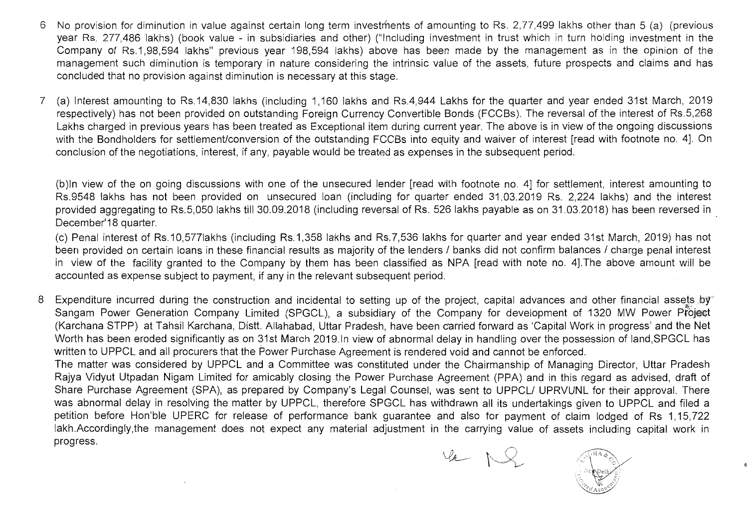6 No provision for diminution in value against certain long term investments of amounting to Rs. 2,77,499 lakhs other than 5 (a) (previous year Rs. 277,486 lakhs) (book value - in subsidiaries and other) ("Including investment in trust which in turn holding investment in the Company of Rs.1,98,594 lakhs" previous year 198,594 lakhs) above has been made by the management as in the opinion of the management such diminution is temporary in nature considering the intrinsic value of the assets, future prospects and claims and has concluded that no provision against diminution is necessary at this stage.

7 (a) Interest amounting to Rs.14,830 lakhs (including 1,160 lakhs and Rs.4,944 Lakhs for the quarter and year ended 31st March, 2019 respectively) has not been provided on outstanding Foreign Currency Convertible Bonds (FCCBs). The reversal of the interest of Rs.5,268 Lakhs charged in previous years has been treated as Exceptional item during current year. The above is in view of the ongoing discussions with the Bondholders for settlement/conversion of the outstanding FCCBs into equity and waiver of interest [read with footnote no. 4]. On conclusion of the negotiations, interest, if any, payable would be treated as expenses in the subsequent period.

(b)In view of the on going discussions with one of the unsecured lender [read with footnote no. 4] for settlement, interest amounting to Rs.9548 lakhs has not been provided on unsecured loan (including for quarter ended 31.03.2019 Rs. 2,224 lakhs) and the interest provided aggregating to Rs.5,050 lakhs till 30.09.2018 (including reversal of Rs. 526 lakhs payable as on 31.03.2018) has been reversed in December'18 quarter.

(c) Penal interest of Rs.10,577lakhs (including Rs.1,358 lakhs and Rs.7,536 lakhs for quarter and year ended 31st March, 2019) has not been provided on certain loans in these financial results as majority of the lenders / banks did not confirm balances / charge penal interest in view of the facility granted to the Company by them has been classified as NPA [read with note no. 4].The above amount will be accounted as expense subject to payment, if any in the relevant subsequent period.

8 Expenditure incurred during the construction and incidental to setting up of the project, capital advances and other financial assets by Sangam Power Generation Company Limited (SPGCL), a subsidiary of the Company for development of 1320 MW Power Project (Karchana STPP) at Tahsil Karchana, Distt. Allahabad, Uttar Pradesh, have been carried forward as 'Capital Work in progress' and the Net Worth has been eroded significantly as on 31st March 2019.In view of abnormal delay in handling over the possession of land,SPGCL has written to UPPCL and all procurers that the Power Purchase Agreement is rendered void and cannot be enforced.

The matter was considered by UPPCL and a Committee was constituted under the Chairmanship of Managing Director, Uttar Pradesh Rajya Vidyut Utpadan Nigam Limited for amicably closing the Power Purchase Agreement (PPA) and in this regard as advised, draft of Share Purchase Agreement (SPA), as prepared by Company's Legal Counsel, was sent to UPPCL/ UPRVUNL for their approval. There was abnormal delay in resolving the matter by UPPCL, therefore SPGCL has withdrawn all its undertakings given to UPPCL and filed a petition before Hon'ble UPERC for release of performance bank guarantee and also for payment of claim lodged of Rs 1,15,722 lakh.Accordingly,the management does not expect any material adjustment in the carrying value of assets including capital work in progress.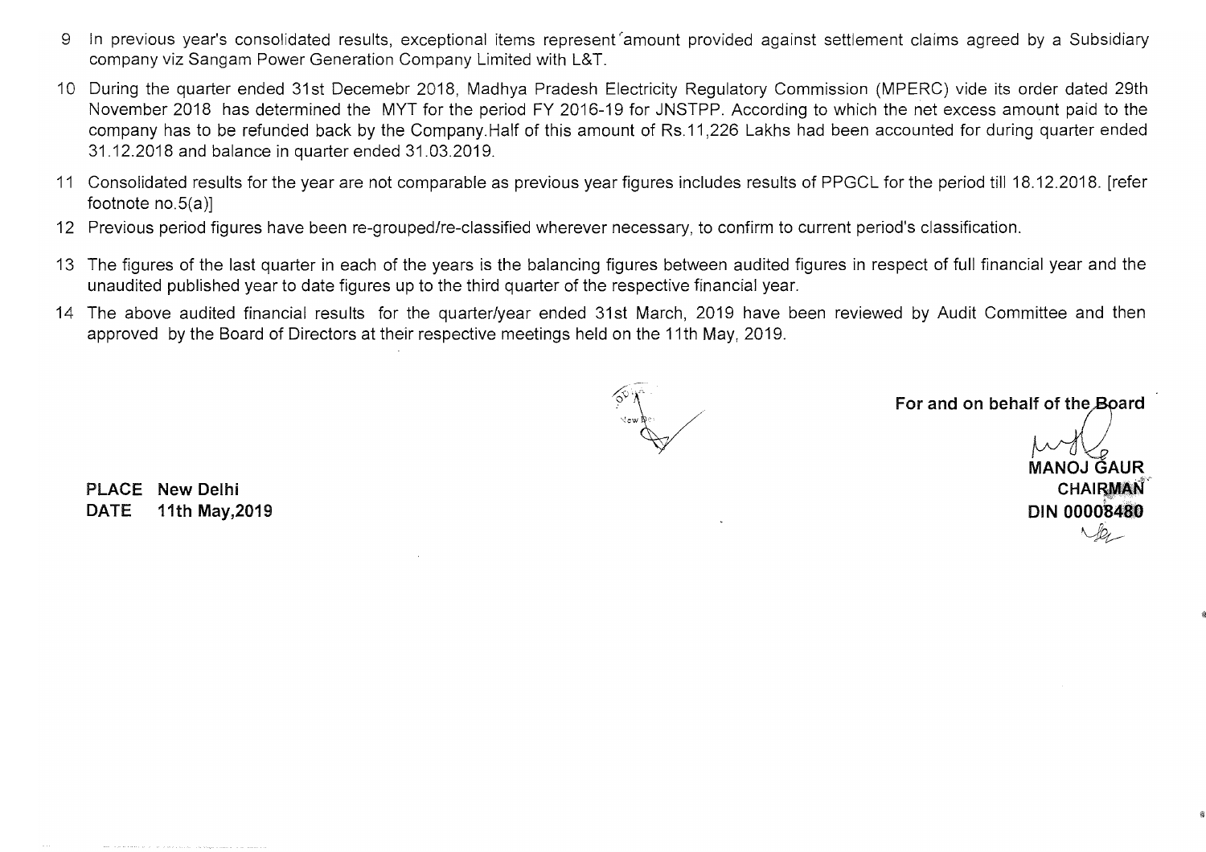9 In previous year's consolidated results, exceptional items represent amount provided against settlement claims agreed by a Subsidiary company viz Sangam Power Generation Company Limited with L&T.

10 During the quarter ended 31st Decemebr 2018, Madhya Pradesh Electricity Regulatory Commission (MPERC) vide its order dated 29th November 2018 has determined the MYT for the period FY 2016-19 for JNSTPP. According to which the net excess amount paid to the company has to be refunded back by the Company.Half of this amount of Rs.11,226 Lakhs had been accounted for during quarter ended 31.12.2018 and balance in quarter ended 31.03.2019.

11 Consolidated results for the year are not comparable as previous year figures includes results of PPGCL for the period till 18.12.2018. [refer footnote no.5(a)]

12 Previous period figures have been re-grouped/re-classified wherever necessary, to confirm to current period's classification.

13 The figures of the last quarter in each of the years is the balancing figures between audited figures in respect of full financial year and the unaudited published year to date figures up to the third quarter of the respective financial year.

14 The above audited financial results for the quarter/year ended 31st March, 2019 have been reviewed by Audit Committee and then approved by the Board of Directors at their respective meetings held on the 11th May, 2019.

**For and on behalf of the Board**

**MANOJ GAUR**
**CHAIRMAN**
**DIN 00008480**

**PLACE** New Delhi
**DATE** 11th May,2019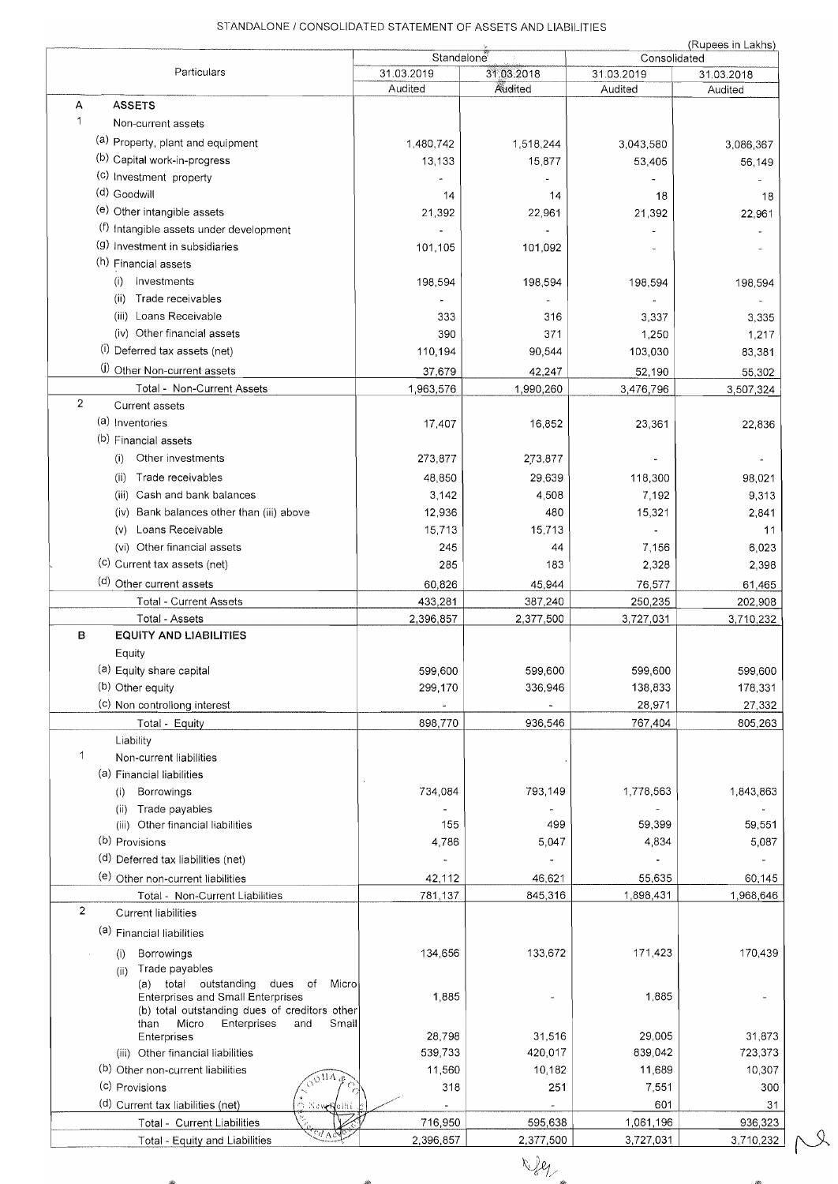STANDALONE / CONSOLIDATED STATEMENT OF ASSETS AND LIABILITIES

(Rupees in Lakhs)

| | Particulars | Standalone | | Consolidated | |
|---|---|---|---|---|---|
| | | 31.03.2019 | 31.03.2018 | 31.03.2019 | 31.03.2018 |
| | | Audited | Audited | Audited | Audited |
| A | **ASSETS** | | | | |
| 1 | Non-current assets | | | | |
| | (a) Property, plant and equipment | 1,480,742 | 1,518,244 | 3,043,580 | 3,086,367 |
| | (b) Capital work-in-progress | 13,133 | 15,877 | 53,405 | 56,149 |
| | (c) Investment property | - | - | - | - |
| | (d) Goodwill | 14 | 14 | 18 | 18 |
| | (e) Other intangible assets | 21,392 | 22,961 | 21,392 | 22,961 |
| | (f) Intangible assets under development | - | - | - | - |
| | (g) Investment in subsidiaries | 101,105 | 101,092 | - | - |
| | (h) Financial assets | | | | |
| | (i) Investments | 198,594 | 198,594 | 198,594 | 198,594 |
| | (ii) Trade receivables | - | - | - | - |
| | (iii) Loans Receivable | 333 | 316 | 3,337 | 3,335 |
| | (iv) Other financial assets | 390 | 371 | 1,250 | 1,217 |
| | (i) Deferred tax assets (net) | 110,194 | 90,544 | 103,030 | 83,381 |
| | (j) Other Non-current assets | 37,679 | 42,247 | 52,190 | 55,302 |
| | Total - Non-Current Assets | 1,963,576 | 1,990,260 | 3,476,796 | 3,507,324 |
| 2 | Current assets | | | | |
| | (a) Inventories | 17,407 | 16,852 | 23,361 | 22,836 |
| | (b) Financial assets | | | | |
| | (i) Other investments | 273,877 | 273,877 | - | - |
| | (ii) Trade receivables | 48,850 | 29,639 | 118,300 | 98,021 |
| | (iii) Cash and bank balances | 3,142 | 4,508 | 7,192 | 9,313 |
| | (iv) Bank balances other than (iii) above | 12,936 | 480 | 15,321 | 2,841 |
| | (v) Loans Receivable | 15,713 | 15,713 | - | 11 |
| | (vi) Other financial assets | 245 | 44 | 7,156 | 6,023 |
| | (c) Current tax assets (net) | 285 | 183 | 2,328 | 2,398 |
| | (d) Other current assets | 60,826 | 45,944 | 76,577 | 61,465 |
| | Total - Current Assets | 433,281 | 387,240 | 250,235 | 202,908 |
| | Total - Assets | 2,396,857 | 2,377,500 | 3,727,031 | 3,710,232 |
| B | **EQUITY AND LIABILITIES** | | | | |
| | Equity | | | | |
| | (a) Equity share capital | 599,600 | 599,600 | 599,600 | 599,600 |
| | (b) Other equity | 299,170 | 336,946 | 138,833 | 178,331 |
| | (c) Non controllong interest | - | - | 28,971 | 27,332 |
| | Total - Equity | 898,770 | 936,546 | 767,404 | 805,263 |
| | Liability | | | | |
| 1 | Non-current liabilities | | | | |
| | (a) Financial liabilities | | | | |
| | (i) Borrowings | 734,084 | 793,149 | 1,778,563 | 1,843,863 |
| | (ii) Trade payables | - | - | - | - |
| | (iii) Other financial liabilities | 155 | 499 | 59,399 | 59,551 |
| | (b) Provisions | 4,786 | 5,047 | 4,834 | 5,087 |
| | (d) Deferred tax liabilities (net) | - | - | - | - |
| | (e) Other non-current liabilities | 42,112 | 46,621 | 55,635 | 60,145 |
| | Total - Non-Current Liabilities | 781,137 | 845,316 | 1,898,431 | 1,968,646 |
| 2 | Current liabilities | | | | |
| | (a) Financial liabilities | | | | |
| | (i) Borrowings | 134,656 | 133,672 | 171,423 | 170,439 |
| | (ii) Trade payables | | | | |
| | (a) total outstanding dues of Micro Enterprises and Small Enterprises | 1,885 | - | 1,885 | - |
| | (b) total outstanding dues of creditors other than Micro Enterprises and Small Enterprises | 28,798 | 31,516 | 29,005 | 31,873 |
| | (iii) Other financial liabilities | 539,733 | 420,017 | 839,042 | 723,373 |
| | (b) Other non-current liabilities | 11,560 | 10,182 | 11,689 | 10,307 |
| | (c) Provisions | 318 | 251 | 7,551 | 300 |
| | (d) Current tax liabilities (net) | - | - | 601 | 31 |
| | Total - Current Liabilities | 716,950 | 595,638 | 1,061,196 | 936,323 |
| | Total - Equity and Liabilities | 2,396,857 | 2,377,500 | 3,727,031 | 3,710,232 |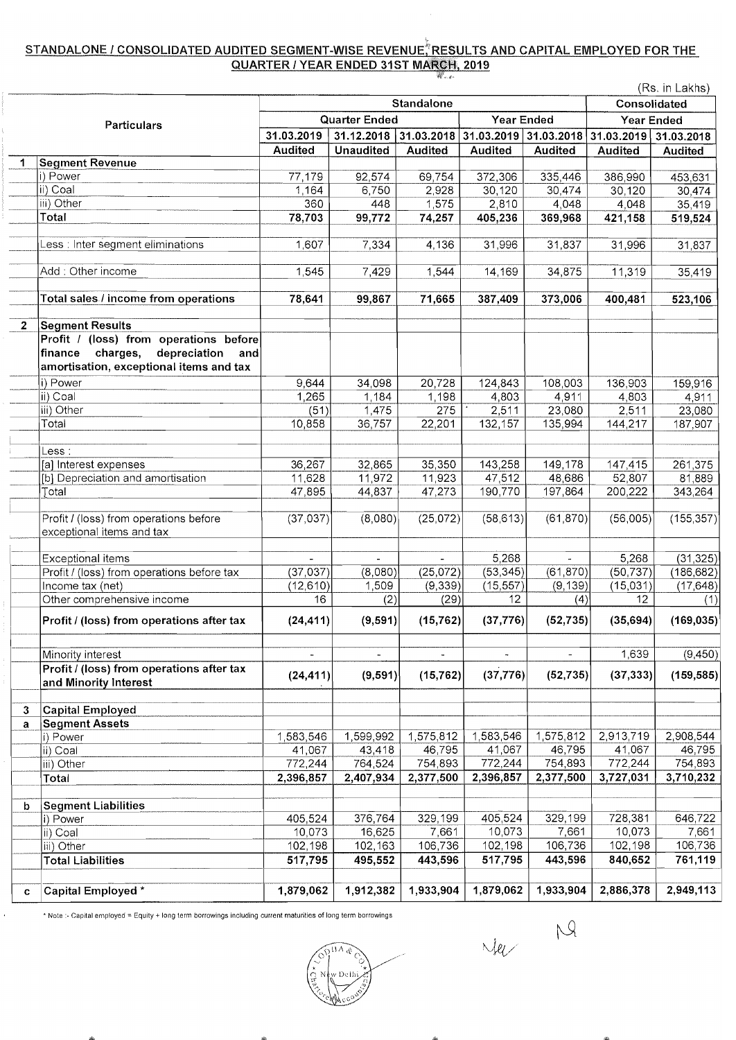## STANDALONE / CONSOLIDATED AUDITED SEGMENT-WISE REVENUE, RESULTS AND CAPITAL EMPLOYED FOR THE QUARTER / YEAR ENDED 31ST MARCH, 2019

(Rs. in Lakhs)

| | Particulars | Standalone | | | | | Consolidated | |
|---|---|---|---|---|---|---|---|---|
| | | Quarter Ended | | | Year Ended | | Year Ended | |
| | | 31.03.2019 | 31.12.2018 | 31.03.2018 | 31.03.2019 | 31.03.2018 | 31.03.2019 | 31.03.2018 |
| | | Audited | Unaudited | Audited | Audited | Audited | Audited | Audited |
| 1 | **Segment Revenue** | | | | | | | |
| | i) Power | 77,179 | 92,574 | 69,754 | 372,306 | 335,446 | 386,990 | 453,631 |
| | ii) Coal | 1,164 | 6,750 | 2,928 | 30,120 | 30,474 | 30,120 | 30,474 |
| | iii) Other | 360 | 448 | 1,575 | 2,810 | 4,048 | 4,048 | 35,419 |
| | Total | 78,703 | 99,772 | 74,257 | 405,236 | 369,968 | 421,158 | 519,524 |
| | Less : Inter segment eliminations | 1,607 | 7,334 | 4,136 | 31,996 | 31,837 | 31,996 | 31,837 |
| | Add : Other income | 1,545 | 7,429 | 1,544 | 14,169 | 34,875 | 11,319 | 35,419 |
| | **Total sales / income from operations** | 78,641 | 99,867 | 71,665 | 387,409 | 373,006 | 400,481 | 523,106 |
| 2 | **Segment Results** | | | | | | | |
| | **Profit / (loss) from operations before finance charges, depreciation and amortisation, exceptional items and tax** | | | | | | | |
| | i) Power | 9,644 | 34,098 | 20,728 | 124,843 | 108,003 | 136,903 | 159,916 |
| | ii) Coal | 1,265 | 1,184 | 1,198 | 4,803 | 4,911 | 4,803 | 4,911 |
| | iii) Other | (51) | 1,475 | 275 | 2,511 | 23,080 | 2,511 | 23,080 |
| | Total | 10,858 | 36,757 | 22,201 | 132,157 | 135,994 | 144,217 | 187,907 |
| | Less : | | | | | | | |
| | [a] Interest expenses | 36,267 | 32,865 | 35,350 | 143,258 | 149,178 | 147,415 | 261,375 |
| | [b] Depreciation and amortisation | 11,628 | 11,972 | 11,923 | 47,512 | 48,686 | 52,807 | 81,889 |
| | Total | 47,895 | 44,837 | 47,273 | 190,770 | 197,864 | 200,222 | 343,264 |
| | Profit / (loss) from operations before exceptional items and tax | (37,037) | (8,080) | (25,072) | (58,613) | (61,870) | (56,005) | (155,357) |
| | Exceptional items | - | - | - | 5,268 | - | 5,268 | (31,325) |
| | Profit / (loss) from operations before tax | (37,037) | (8,080) | (25,072) | (53,345) | (61,870) | (50,737) | (186,682) |
| | Income tax (net) | (12,610) | 1,509 | (9,339) | (15,557) | (9,139) | (15,031) | (17,648) |
| | Other comprehensive income | 16 | (2) | (29) | 12 | (4) | 12 | (1) |
| | **Profit / (loss) from operations after tax** | (24,411) | (9,591) | (15,762) | (37,776) | (52,735) | (35,694) | (169,035) |
| | Minority interest | - | - | - | - | - | 1,639 | (9,450) |
| | **Profit / (loss) from operations after tax and Minority Interest** | (24,411) | (9,591) | (15,762) | (37,776) | (52,735) | (37,333) | (159,585) |
| 3 | **Capital Employed** | | | | | | | |
| a | **Segment Assets** | | | | | | | |
| | i) Power | 1,583,546 | 1,599,992 | 1,575,812 | 1,583,546 | 1,575,812 | 2,913,719 | 2,908,544 |
| | ii) Coal | 41,067 | 43,418 | 46,795 | 41,067 | 46,795 | 41,067 | 46,795 |
| | iii) Other | 772,244 | 764,524 | 754,893 | 772,244 | 754,893 | 772,244 | 754,893 |
| | Total | 2,396,857 | 2,407,934 | 2,377,500 | 2,396,857 | 2,377,500 | 3,727,031 | 3,710,232 |
| b | **Segment Liabilities** | | | | | | | |
| | i) Power | 405,524 | 376,764 | 329,199 | 405,524 | 329,199 | 728,381 | 646,722 |
| | ii) Coal | 10,073 | 16,625 | 7,661 | 10,073 | 7,661 | 10,073 | 7,661 |
| | iii) Other | 102,198 | 102,163 | 106,736 | 102,198 | 106,736 | 102,198 | 106,736 |
| | **Total Liabilities** | 517,795 | 495,552 | 443,596 | 517,795 | 443,596 | 840,652 | 761,119 |
| c | **Capital Employed** * | 1,879,062 | 1,912,382 | 1,933,904 | 1,879,062 | 1,933,904 | 2,886,378 | 2,949,113 |

* Note :- Capital employed = Equity + long term borrowings including current maturities of long term borrowings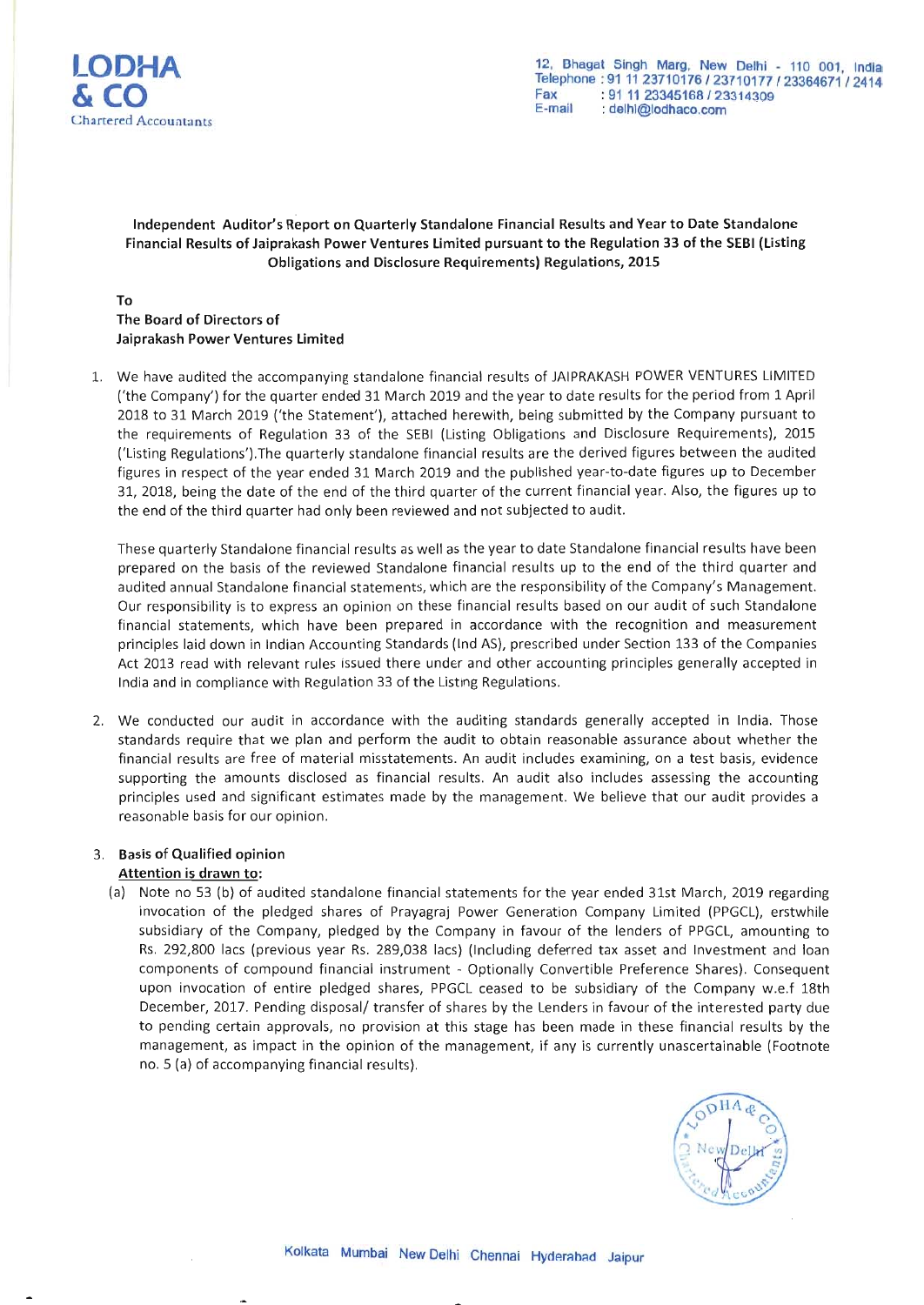**LODHA & CO**
Chartered Accountants

12, Bhagat Singh Marg, New Delhi - 110 001, India
Telephone : 91 11 23710176 / 23710177 / 23364671 / 2414
Fax : 91 11 23345168 / 23314309
E-mail : delhi@lodhaco.com

**Independent Auditor's Report on Quarterly Standalone Financial Results and Year to Date Standalone Financial Results of Jaiprakash Power Ventures Limited pursuant to the Regulation 33 of the SEBI (Listing Obligations and Disclosure Requirements) Regulations, 2015**

**To**
**The Board of Directors of**
**Jaiprakash Power Ventures Limited**

1. We have audited the accompanying standalone financial results of JAIPRAKASH POWER VENTURES LIMITED ('the Company') for the quarter ended 31 March 2019 and the year to date results for the period from 1 April 2018 to 31 March 2019 ('the Statement'), attached herewith, being submitted by the Company pursuant to the requirements of Regulation 33 of the SEBI (Listing Obligations and Disclosure Requirements), 2015 ('Listing Regulations').The quarterly standalone financial results are the derived figures between the audited figures in respect of the year ended 31 March 2019 and the published year-to-date figures up to December 31, 2018, being the date of the end of the third quarter of the current financial year. Also, the figures up to the end of the third quarter had only been reviewed and not subjected to audit.

   These quarterly Standalone financial results as well as the year to date Standalone financial results have been prepared on the basis of the reviewed Standalone financial results up to the end of the third quarter and audited annual Standalone financial statements, which are the responsibility of the Company's Management. Our responsibility is to express an opinion on these financial results based on our audit of such Standalone financial statements, which have been prepared in accordance with the recognition and measurement principles laid down in Indian Accounting Standards (Ind AS), prescribed under Section 133 of the Companies Act 2013 read with relevant rules issued there under and other accounting principles generally accepted in India and in compliance with Regulation 33 of the Listing Regulations.

2. We conducted our audit in accordance with the auditing standards generally accepted in India. Those standards require that we plan and perform the audit to obtain reasonable assurance about whether the financial results are free of material misstatements. An audit includes examining, on a test basis, evidence supporting the amounts disclosed as financial results. An audit also includes assessing the accounting principles used and significant estimates made by the management. We believe that our audit provides a reasonable basis for our opinion.

3. **Basis of Qualified opinion**

   **<u>Attention is drawn to:</u>**

   (a) Note no 53 (b) of audited standalone financial statements for the year ended 31st March, 2019 regarding invocation of the pledged shares of Prayagraj Power Generation Company Limited (PPGCL), erstwhile subsidiary of the Company, pledged by the Company in favour of the lenders of PPGCL, amounting to Rs. 292,800 lacs (previous year Rs. 289,038 lacs) (Including deferred tax asset and Investment and loan components of compound financial instrument - Optionally Convertible Preference Shares). Consequent upon invocation of entire pledged shares, PPGCL ceased to be subsidiary of the Company w.e.f 18th December, 2017. Pending disposal/ transfer of shares by the Lenders in favour of the interested party due to pending certain approvals, no provision at this stage has been made in these financial results by the management, as impact in the opinion of the management, if any is currently unascertainable (Footnote no. 5 (a) of accompanying financial results).

Kolkata Mumbai New Delhi Chennai Hyderabad Jaipur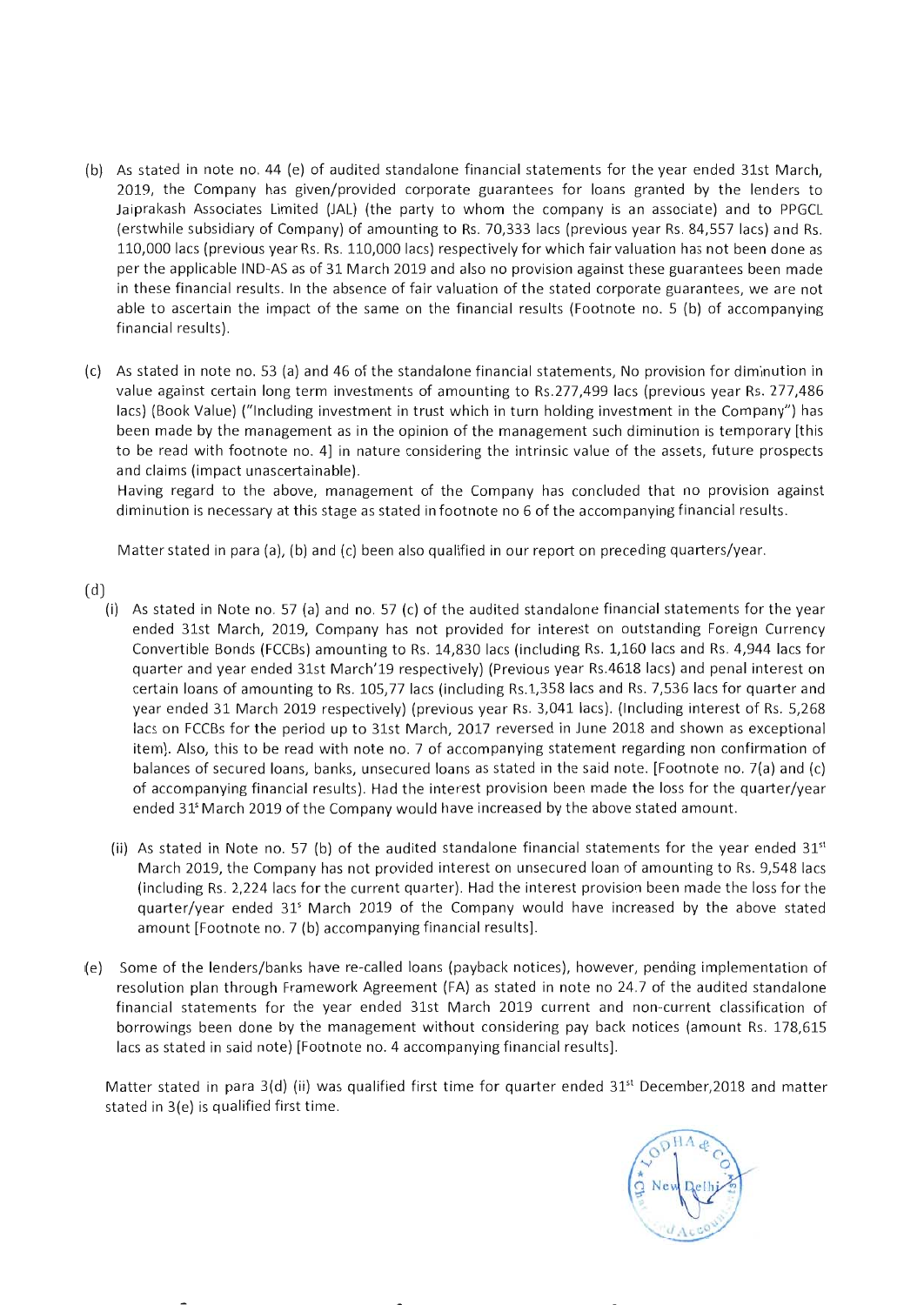(b) As stated in note no. 44 (e) of audited standalone financial statements for the year ended 31st March, 2019, the Company has given/provided corporate guarantees for loans granted by the lenders to Jaiprakash Associates Limited (JAL) (the party to whom the company is an associate) and to PPGCL (erstwhile subsidiary of Company) of amounting to Rs. 70,333 lacs (previous year Rs. 84,557 lacs) and Rs. 110,000 lacs (previous year Rs. Rs. 110,000 lacs) respectively for which fair valuation has not been done as per the applicable IND-AS as of 31 March 2019 and also no provision against these guarantees been made in these financial results. In the absence of fair valuation of the stated corporate guarantees, we are not able to ascertain the impact of the same on the financial results (Footnote no. 5 (b) of accompanying financial results).

(c) As stated in note no. 53 (a) and 46 of the standalone financial statements, No provision for diminution in value against certain long term investments of amounting to Rs.277,499 lacs (previous year Rs. 277,486 lacs) (Book Value) ("Including investment in trust which in turn holding investment in the Company") has been made by the management as in the opinion of the management such diminution is temporary [this to be read with footnote no. 4] in nature considering the intrinsic value of the assets, future prospects and claims (impact unascertainable).

Having regard to the above, management of the Company has concluded that no provision against diminution is necessary at this stage as stated in footnote no 6 of the accompanying financial results.

Matter stated in para (a), (b) and (c) been also qualified in our report on preceding quarters/year.

(d)

(i) As stated in Note no. 57 (a) and no. 57 (c) of the audited standalone financial statements for the year ended 31st March, 2019, Company has not provided for interest on outstanding Foreign Currency Convertible Bonds (FCCBs) amounting to Rs. 14,830 lacs (including Rs. 1,160 lacs and Rs. 4,944 lacs for quarter and year ended 31st March'19 respectively) (Previous year Rs.4618 lacs) and penal interest on certain loans of amounting to Rs. 105,77 lacs (including Rs.1,358 lacs and Rs. 7,536 lacs for quarter and year ended 31 March 2019 respectively) (previous year Rs. 3,041 lacs). (Including interest of Rs. 5,268 lacs on FCCBs for the period up to 31st March, 2017 reversed in June 2018 and shown as exceptional item). Also, this to be read with note no. 7 of accompanying statement regarding non confirmation of balances of secured loans, banks, unsecured loans as stated in the said note. [Footnote no. 7(a) and (c) of accompanying financial results). Had the interest provision been made the loss for the quarter/year ended 31st March 2019 of the Company would have increased by the above stated amount.

(ii) As stated in Note no. 57 (b) of the audited standalone financial statements for the year ended 31st March 2019, the Company has not provided interest on unsecured loan of amounting to Rs. 9,548 lacs (including Rs. 2,224 lacs for the current quarter). Had the interest provision been made the loss for the quarter/year ended 31st March 2019 of the Company would have increased by the above stated amount [Footnote no. 7 (b) accompanying financial results].

(e) Some of the lenders/banks have re-called loans (payback notices), however, pending implementation of resolution plan through Framework Agreement (FA) as stated in note no 24.7 of the audited standalone financial statements for the year ended 31st March 2019 current and non-current classification of borrowings been done by the management without considering pay back notices (amount Rs. 178,615 lacs as stated in said note) [Footnote no. 4 accompanying financial results].

Matter stated in para 3(d) (ii) was qualified first time for quarter ended 31st December,2018 and matter stated in 3(e) is qualified first time.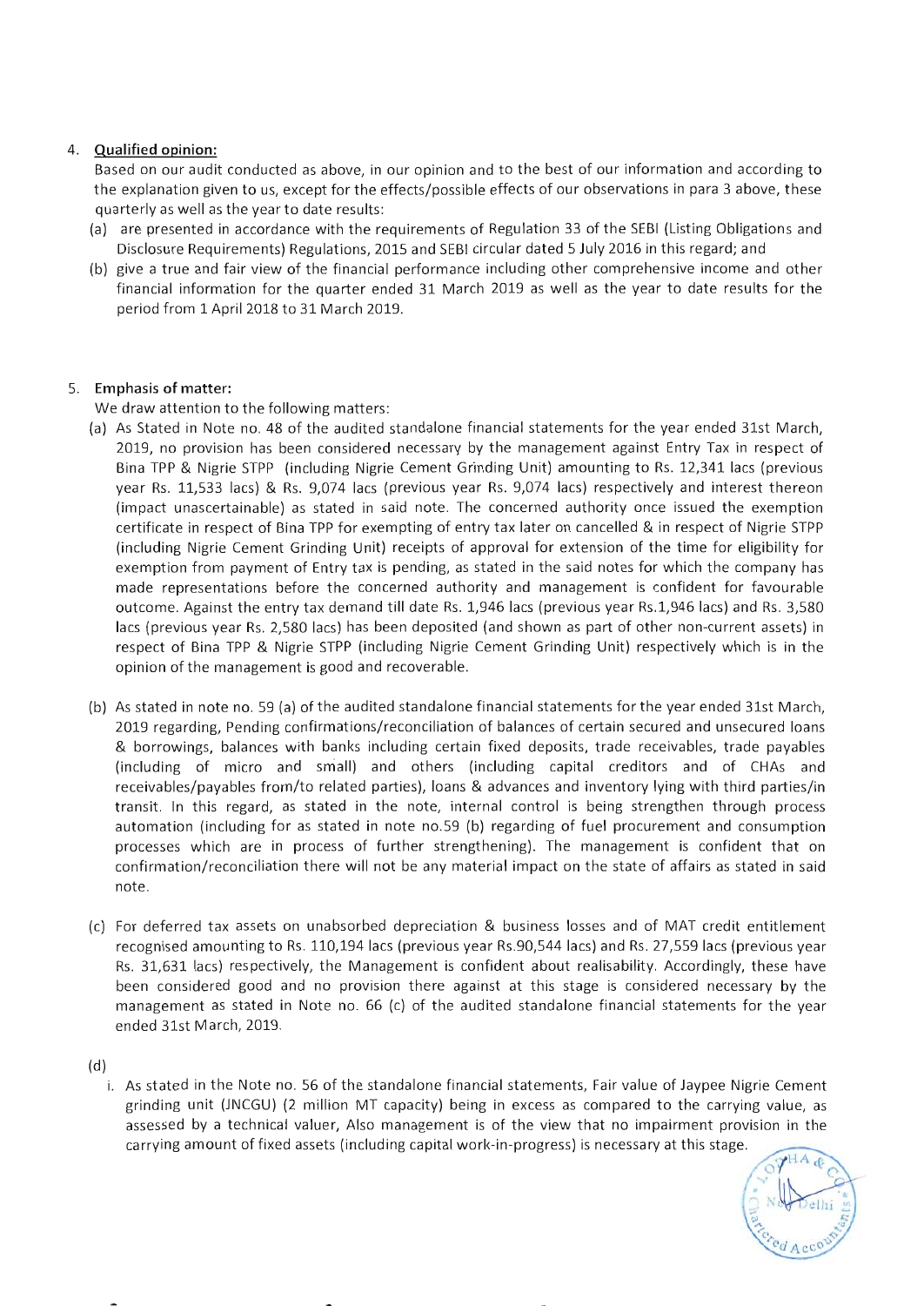4. **Qualified opinion:**

   Based on our audit conducted as above, in our opinion and to the best of our information and according to the explanation given to us, except for the effects/possible effects of our observations in para 3 above, these quarterly as well as the year to date results:

   (a) are presented in accordance with the requirements of Regulation 33 of the SEBI (Listing Obligations and Disclosure Requirements) Regulations, 2015 and SEBI circular dated 5 July 2016 in this regard; and

   (b) give a true and fair view of the financial performance including other comprehensive income and other financial information for the quarter ended 31 March 2019 as well as the year to date results for the period from 1 April 2018 to 31 March 2019.

5. **Emphasis of matter:**

   We draw attention to the following matters:

   (a) As Stated in Note no. 48 of the audited standalone financial statements for the year ended 31st March, 2019, no provision has been considered necessary by the management against Entry Tax in respect of Bina TPP & Nigrie STPP (including Nigrie Cement Grinding Unit) amounting to Rs. 12,341 lacs (previous year Rs. 11,533 lacs) & Rs. 9,074 lacs (previous year Rs. 9,074 lacs) respectively and interest thereon (impact unascertainable) as stated in said note. The concerned authority once issued the exemption certificate in respect of Bina TPP for exempting of entry tax later on cancelled & in respect of Nigrie STPP (including Nigrie Cement Grinding Unit) receipts of approval for extension of the time for eligibility for exemption from payment of Entry tax is pending, as stated in the said notes for which the company has made representations before the concerned authority and management is confident for favourable outcome. Against the entry tax demand till date Rs. 1,946 lacs (previous year Rs.1,946 lacs) and Rs. 3,580 lacs (previous year Rs. 2,580 lacs) has been deposited (and shown as part of other non-current assets) in respect of Bina TPP & Nigrie STPP (including Nigrie Cement Grinding Unit) respectively which is in the opinion of the management is good and recoverable.

   (b) As stated in note no. 59 (a) of the audited standalone financial statements for the year ended 31st March, 2019 regarding, Pending confirmations/reconciliation of balances of certain secured and unsecured loans & borrowings, balances with banks including certain fixed deposits, trade receivables, trade payables (including of micro and small) and others (including capital creditors and of CHAs and receivables/payables from/to related parties), loans & advances and inventory lying with third parties/in transit. In this regard, as stated in the note, internal control is being strengthen through process automation (including for as stated in note no.59 (b) regarding of fuel procurement and consumption processes which are in process of further strengthening). The management is confident that on confirmation/reconciliation there will not be any material impact on the state of affairs as stated in said note.

   (c) For deferred tax assets on unabsorbed depreciation & business losses and of MAT credit entitlement recognised amounting to Rs. 110,194 lacs (previous year Rs.90,544 lacs) and Rs. 27,559 lacs (previous year Rs. 31,631 lacs) respectively, the Management is confident about realisability. Accordingly, these have been considered good and no provision there against at this stage is considered necessary by the management as stated in Note no. 66 (c) of the audited standalone financial statements for the year ended 31st March, 2019.

   (d)

   i. As stated in the Note no. 56 of the standalone financial statements, Fair value of Jaypee Nigrie Cement grinding unit (JNCGU) (2 million MT capacity) being in excess as compared to the carrying value, as assessed by a technical valuer, Also management is of the view that no impairment provision in the carrying amount of fixed assets (including capital work-in-progress) is necessary at this stage.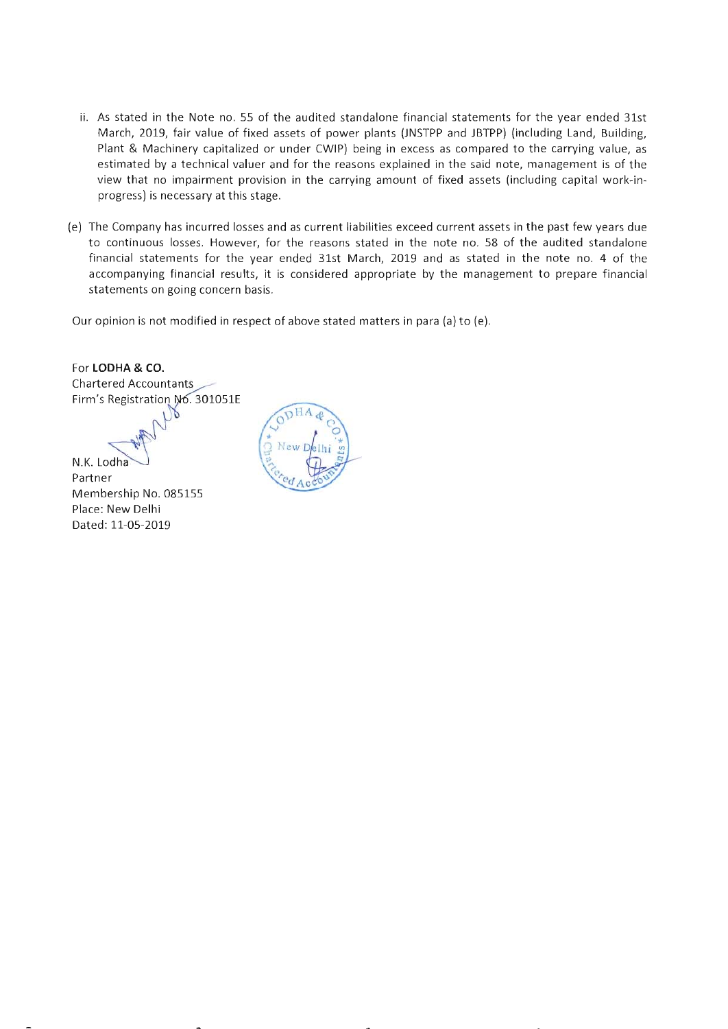ii. As stated in the Note no. 55 of the audited standalone financial statements for the year ended 31st March, 2019, fair value of fixed assets of power plants (JNSTPP and JBTPP) (including Land, Building, Plant & Machinery capitalized or under CWIP) being in excess as compared to the carrying value, as estimated by a technical valuer and for the reasons explained in the said note, management is of the view that no impairment provision in the carrying amount of fixed assets (including capital work-in-progress) is necessary at this stage.

(e) The Company has incurred losses and as current liabilities exceed current assets in the past few years due to continuous losses. However, for the reasons stated in the note no. 58 of the audited standalone financial statements for the year ended 31st March, 2019 and as stated in the note no. 4 of the accompanying financial results, it is considered appropriate by the management to prepare financial statements on going concern basis.

Our opinion is not modified in respect of above stated matters in para (a) to (e).

For **LODHA & CO.**
Chartered Accountants
Firm's Registration No. 301051E

N.K. Lodha
Partner
Membership No. 085155
Place: New Delhi
Dated: 11-05-2019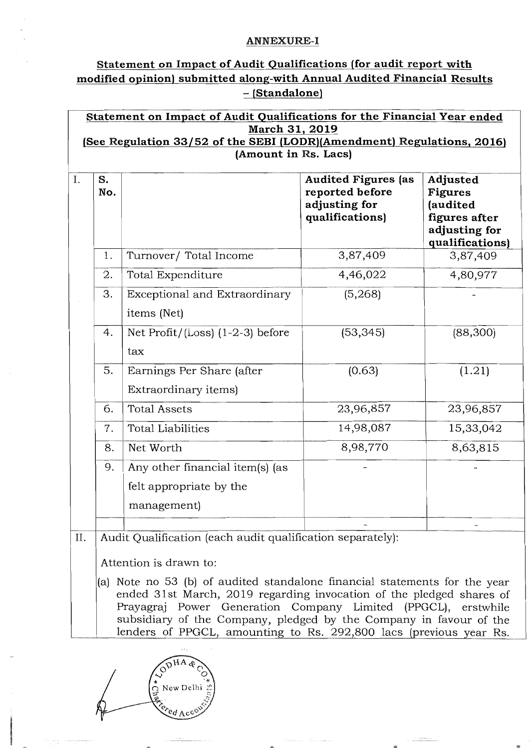**ANNEXURE-I**

## Statement on Impact of Audit Qualifications (for audit report with modified opinion) submitted along-with Annual Audited Financial Results – (Standalone)

**Statement on Impact of Audit Qualifications for the Financial Year ended March 31, 2019**
**(See Regulation 33/52 of the SEBI (LODR)(Amendment) Regulations, 2016)**
**(Amount in Rs. Lacs)**

| | S. No. | | Audited Figures (as reported before adjusting for qualifications) | Adjusted Figures (audited figures after adjusting for qualifications) |
|---|---|---|---|---|
| I. | 1. | Turnover/ Total Income | 3,87,409 | 3,87,409 |
| | 2. | Total Expenditure | 4,46,022 | 4,80,977 |
| | 3. | Exceptional and Extraordinary items (Net) | (5,268) | - |
| | 4. | Net Profit/(Loss) (1-2-3) before tax | (53,345) | (88,300) |
| | 5. | Earnings Per Share (after Extraordinary items) | (0.63) | (1.21) |
| | 6. | Total Assets | 23,96,857 | 23,96,857 |
| | 7. | Total Liabilities | 14,98,087 | 15,33,042 |
| | 8. | Net Worth | 8,98,770 | 8,63,815 |
| | 9. | Any other financial item(s) (as felt appropriate by the management) | - | - |
| | | | - | - |

II. Audit Qualification (each audit qualification separately):

Attention is drawn to:

(a) Note no 53 (b) of audited standalone financial statements for the year ended 31st March, 2019 regarding invocation of the pledged shares of Prayagraj Power Generation Company Limited (PPGCL), erstwhile subsidiary of the Company, pledged by the Company in favour of the lenders of PPGCL, amounting to Rs. 292,800 lacs (previous year Rs.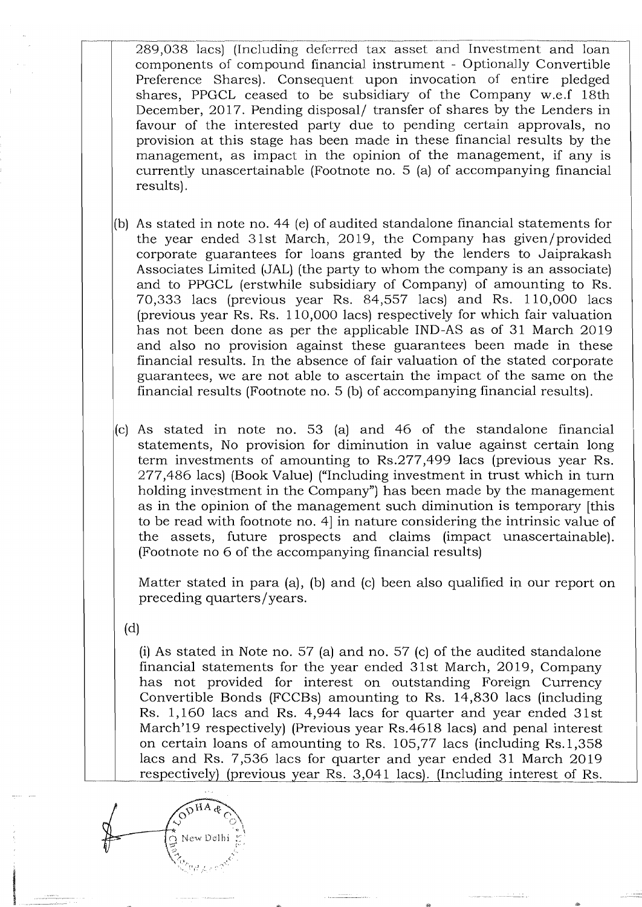289,038 lacs) (Including deferred tax asset and Investment and loan components of compound financial instrument - Optionally Convertible Preference Shares). Consequent upon invocation of entire pledged shares, PPGCL ceased to be subsidiary of the Company w.e.f 18th December, 2017. Pending disposal/ transfer of shares by the Lenders in favour of the interested party due to pending certain approvals, no provision at this stage has been made in these financial results by the management, as impact in the opinion of the management, if any is currently unascertainable (Footnote no. 5 (a) of accompanying financial results).

(b) As stated in note no. 44 (e) of audited standalone financial statements for the year ended 31st March, 2019, the Company has given/provided corporate guarantees for loans granted by the lenders to Jaiprakash Associates Limited (JAL) (the party to whom the company is an associate) and to PPGCL (erstwhile subsidiary of Company) of amounting to Rs. 70,333 lacs (previous year Rs. 84,557 lacs) and Rs. 110,000 lacs (previous year Rs. Rs. 110,000 lacs) respectively for which fair valuation has not been done as per the applicable IND-AS as of 31 March 2019 and also no provision against these guarantees been made in these financial results. In the absence of fair valuation of the stated corporate guarantees, we are not able to ascertain the impact of the same on the financial results (Footnote no. 5 (b) of accompanying financial results).

(c) As stated in note no. 53 (a) and 46 of the standalone financial statements, No provision for diminution in value against certain long term investments of amounting to Rs.277,499 lacs (previous year Rs. 277,486 lacs) (Book Value) ("Including investment in trust which in turn holding investment in the Company") has been made by the management as in the opinion of the management such diminution is temporary [this to be read with footnote no. 4] in nature considering the intrinsic value of the assets, future prospects and claims (impact unascertainable). (Footnote no 6 of the accompanying financial results)

Matter stated in para (a), (b) and (c) been also qualified in our report on preceding quarters/years.

(d)

(i) As stated in Note no. 57 (a) and no. 57 (c) of the audited standalone financial statements for the year ended 31st March, 2019, Company has not provided for interest on outstanding Foreign Currency Convertible Bonds (FCCBs) amounting to Rs. 14,830 lacs (including Rs. 1,160 lacs and Rs. 4,944 lacs for quarter and year ended 31st March'19 respectively) (Previous year Rs.4618 lacs) and penal interest on certain loans of amounting to Rs. 105,77 lacs (including Rs.1,358 lacs and Rs. 7,536 lacs for quarter and year ended 31 March 2019 respectively) (previous year Rs. 3,041 lacs). (Including interest of Rs.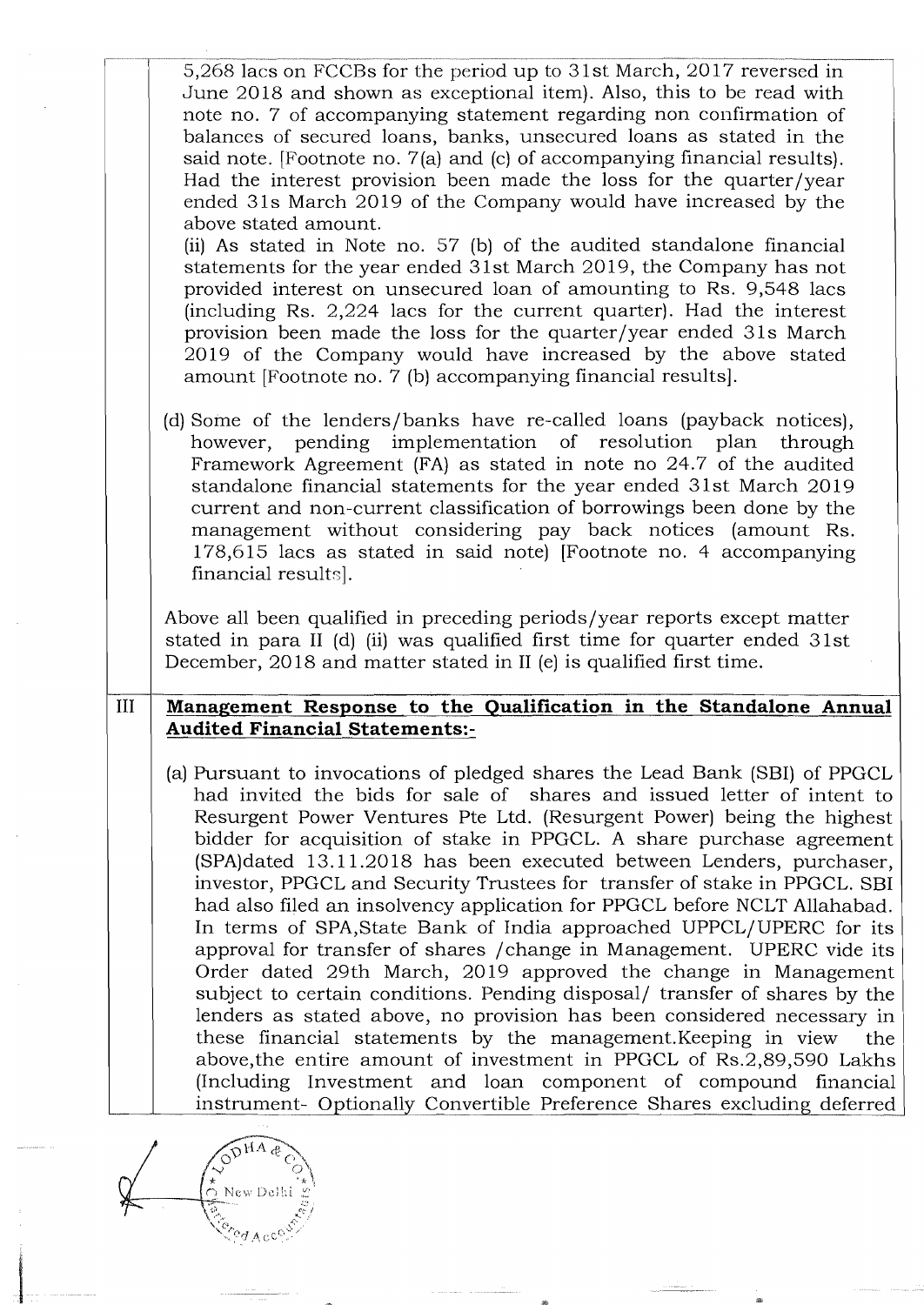5,268 lacs on FCCBs for the period up to 31st March, 2017 reversed in June 2018 and shown as exceptional item). Also, this to be read with note no. 7 of accompanying statement regarding non confirmation of balances of secured loans, banks, unsecured loans as stated in the said note. [Footnote no. 7(a) and (c) of accompanying financial results). Had the interest provision been made the loss for the quarter/year ended 31s March 2019 of the Company would have increased by the above stated amount.

(ii) As stated in Note no. 57 (b) of the audited standalone financial statements for the year ended 31st March 2019, the Company has not provided interest on unsecured loan of amounting to Rs. 9,548 lacs (including Rs. 2,224 lacs for the current quarter). Had the interest provision been made the loss for the quarter/year ended 31s March 2019 of the Company would have increased by the above stated amount [Footnote no. 7 (b) accompanying financial results].

(d) Some of the lenders/banks have re-called loans (payback notices), however, pending implementation of resolution plan through Framework Agreement (FA) as stated in note no 24.7 of the audited standalone financial statements for the year ended 31st March 2019 current and non-current classification of borrowings been done by the management without considering pay back notices (amount Rs. 178,615 lacs as stated in said note) [Footnote no. 4 accompanying financial results].

Above all been qualified in preceding periods/year reports except matter stated in para II (d) (ii) was qualified first time for quarter ended 31st December, 2018 and matter stated in II (e) is qualified first time.

III **Management Response to the Qualification in the Standalone Annual Audited Financial Statements:-**

(a) Pursuant to invocations of pledged shares the Lead Bank (SBI) of PPGCL had invited the bids for sale of shares and issued letter of intent to Resurgent Power Ventures Pte Ltd. (Resurgent Power) being the highest bidder for acquisition of stake in PPGCL. A share purchase agreement (SPA)dated 13.11.2018 has been executed between Lenders, purchaser, investor, PPGCL and Security Trustees for transfer of stake in PPGCL. SBI had also filed an insolvency application for PPGCL before NCLT Allahabad. In terms of SPA,State Bank of India approached UPPCL/UPERC for its approval for transfer of shares /change in Management. UPERC vide its Order dated 29th March, 2019 approved the change in Management subject to certain conditions. Pending disposal/ transfer of shares by the lenders as stated above, no provision has been considered necessary in these financial statements by the management.Keeping in view the above,the entire amount of investment in PPGCL of Rs.2,89,590 Lakhs (Including Investment and loan component of compound financial instrument- Optionally Convertible Preference Shares excluding deferred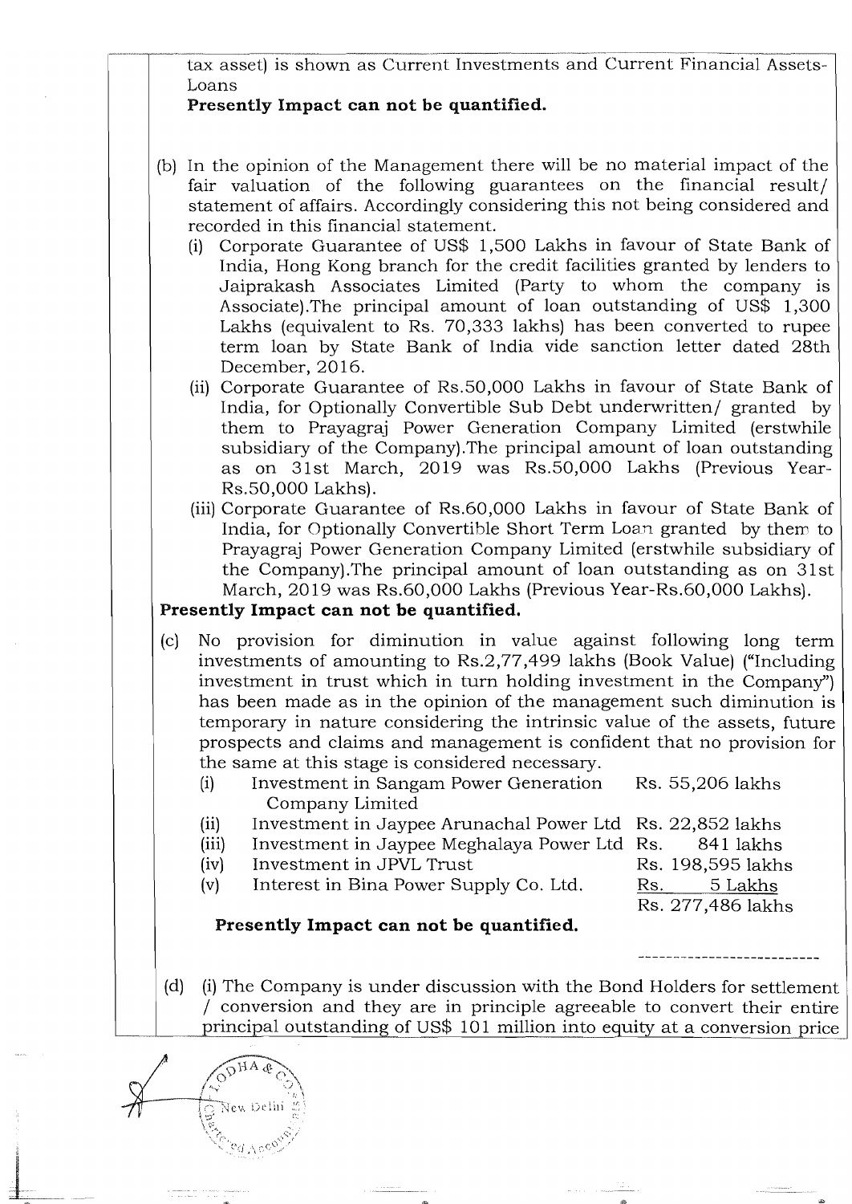tax asset) is shown as Current Investments and Current Financial Assets-Loans

**Presently Impact can not be quantified.**

(b) In the opinion of the Management there will be no material impact of the fair valuation of the following guarantees on the financial result/ statement of affairs. Accordingly considering this not being considered and recorded in this financial statement.

(i) Corporate Guarantee of US$ 1,500 Lakhs in favour of State Bank of India, Hong Kong branch for the credit facilities granted by lenders to Jaiprakash Associates Limited (Party to whom the company is Associate).The principal amount of loan outstanding of US$ 1,300 Lakhs (equivalent to Rs. 70,333 lakhs) has been converted to rupee term loan by State Bank of India vide sanction letter dated 28th December, 2016.

(ii) Corporate Guarantee of Rs.50,000 Lakhs in favour of State Bank of India, for Optionally Convertible Sub Debt underwritten/ granted by them to Prayagraj Power Generation Company Limited (erstwhile subsidiary of the Company).The principal amount of loan outstanding as on 31st March, 2019 was Rs.50,000 Lakhs (Previous Year-Rs.50,000 Lakhs).

(iii) Corporate Guarantee of Rs.60,000 Lakhs in favour of State Bank of India, for Optionally Convertible Short Term Loan granted by them to Prayagraj Power Generation Company Limited (erstwhile subsidiary of the Company).The principal amount of loan outstanding as on 31st March, 2019 was Rs.60,000 Lakhs (Previous Year-Rs.60,000 Lakhs).

**Presently Impact can not be quantified.**

(c) No provision for diminution in value against following long term investments of amounting to Rs.2,77,499 lakhs (Book Value) ("Including investment in trust which in turn holding investment in the Company") has been made as in the opinion of the management such diminution is temporary in nature considering the intrinsic value of the assets, future prospects and claims and management is confident that no provision for the same at this stage is considered necessary.

| | | |
|---|---|---|
| (i) | Investment in Sangam Power Generation Company Limited | Rs. 55,206 lakhs |
| (ii) | Investment in Jaypee Arunachal Power Ltd | Rs. 22,852 lakhs |
| (iii) | Investment in Jaypee Meghalaya Power Ltd | Rs. 841 lakhs |
| (iv) | Investment in JPVL Trust | Rs. 198,595 lakhs |
| (v) | Interest in Bina Power Supply Co. Ltd. | Rs. 5 Lakhs |
| | | Rs. 277,486 lakhs |

**Presently Impact can not be quantified.**

(d) (i) The Company is under discussion with the Bond Holders for settlement / conversion and they are in principle agreeable to convert their entire principal outstanding of US$ 101 million into equity at a conversion price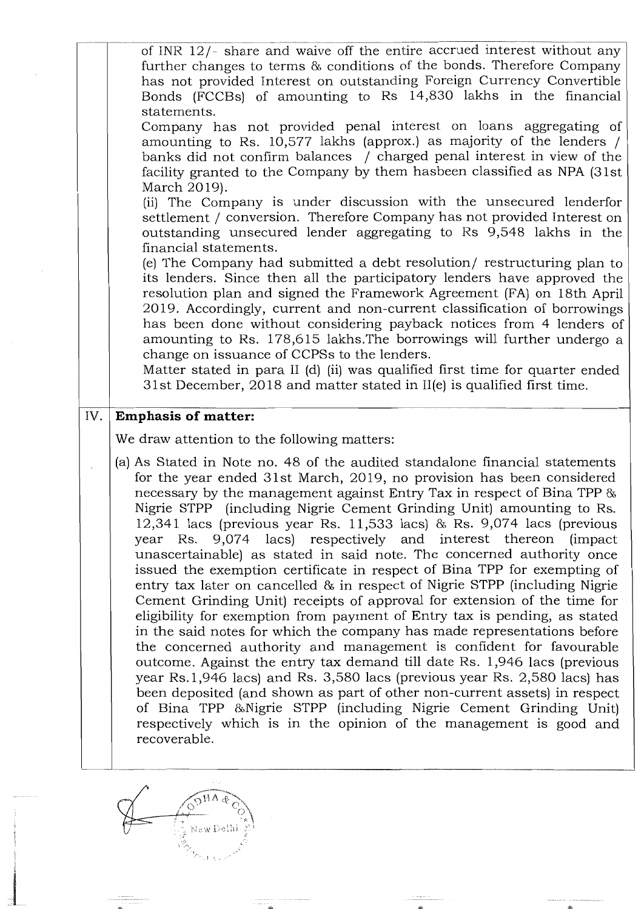of INR 12/- share and waive off the entire accrued interest without any further changes to terms & conditions of the bonds. Therefore Company has not provided Interest on outstanding Foreign Currency Convertible Bonds (FCCBs) of amounting to Rs 14,830 lakhs in the financial statements.

Company has not provided penal interest on loans aggregating of amounting to Rs. 10,577 lakhs (approx.) as majority of the lenders / banks did not confirm balances / charged penal interest in view of the facility granted to the Company by them hasbeen classified as NPA (31st March 2019).

(ii) The Company is under discussion with the unsecured lenderfor settlement / conversion. Therefore Company has not provided Interest on outstanding unsecured lender aggregating to Rs 9,548 lakhs in the financial statements.

(e) The Company had submitted a debt resolution/ restructuring plan to its lenders. Since then all the participatory lenders have approved the resolution plan and signed the Framework Agreement (FA) on 18th April 2019. Accordingly, current and non-current classification of borrowings has been done without considering payback notices from 4 lenders of amounting to Rs. 178,615 lakhs.The borrowings will further undergo a change on issuance of CCPSs to the lenders.

Matter stated in para II (d) (ii) was qualified first time for quarter ended 31st December, 2018 and matter stated in II(e) is qualified first time.

## IV. Emphasis of matter:

We draw attention to the following matters:

(a) As Stated in Note no. 48 of the audited standalone financial statements for the year ended 31st March, 2019, no provision has been considered necessary by the management against Entry Tax in respect of Bina TPP & Nigrie STPP (including Nigrie Cement Grinding Unit) amounting to Rs. 12,341 lacs (previous year Rs. 11,533 lacs) & Rs. 9,074 lacs (previous year Rs. 9,074 lacs) respectively and interest thereon (impact unascertainable) as stated in said note. The concerned authority once issued the exemption certificate in respect of Bina TPP for exempting of entry tax later on cancelled & in respect of Nigrie STPP (including Nigrie Cement Grinding Unit) receipts of approval for extension of the time for eligibility for exemption from payment of Entry tax is pending, as stated in the said notes for which the company has made representations before the concerned authority and management is confident for favourable outcome. Against the entry tax demand till date Rs. 1,946 lacs (previous year Rs.1,946 lacs) and Rs. 3,580 lacs (previous year Rs. 2,580 lacs) has been deposited (and shown as part of other non-current assets) in respect of Bina TPP &Nigrie STPP (including Nigrie Cement Grinding Unit) respectively which is in the opinion of the management is good and recoverable.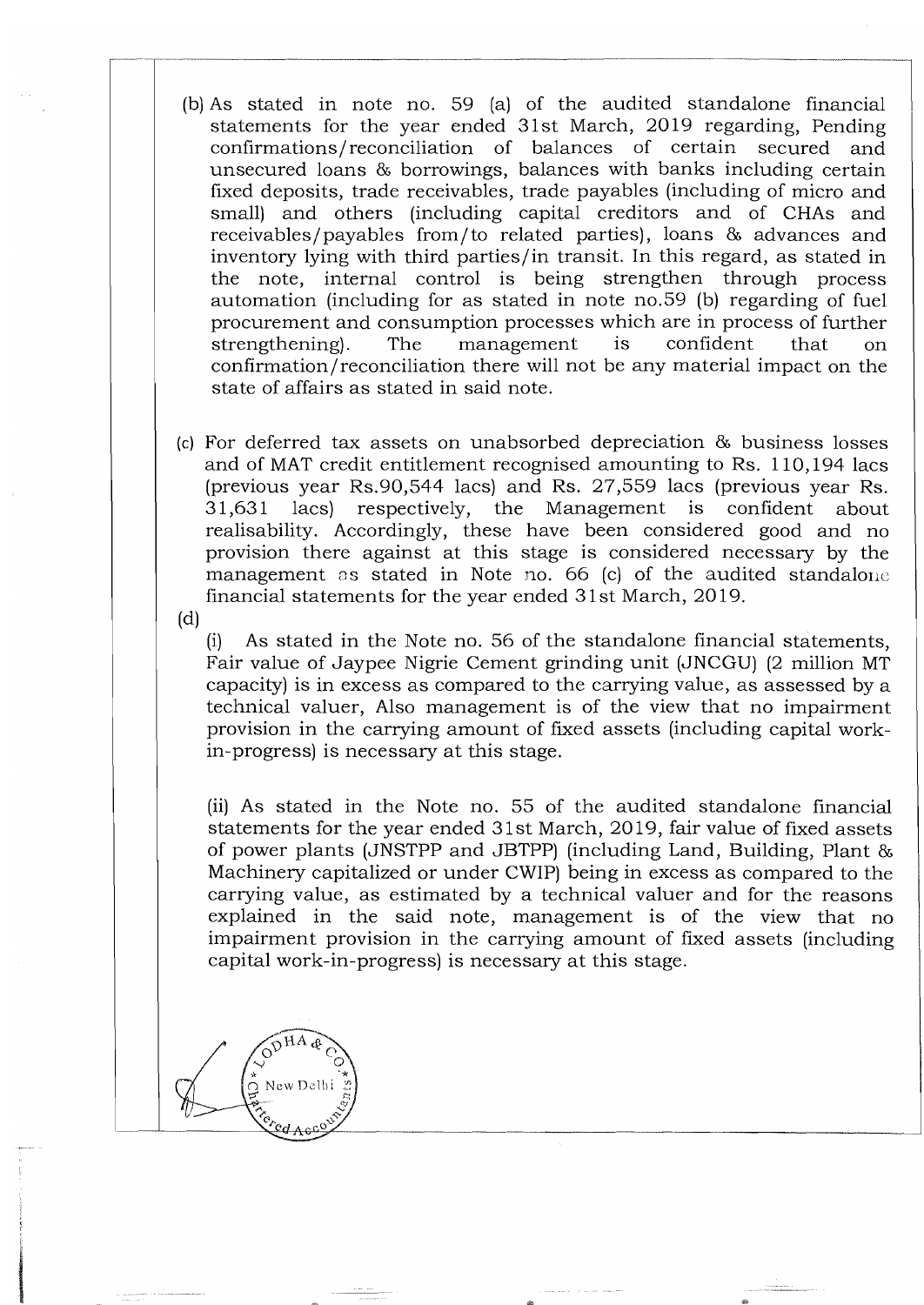(b) As stated in note no. 59 (a) of the audited standalone financial statements for the year ended 31st March, 2019 regarding, Pending confirmations/reconciliation of balances of certain secured and unsecured loans & borrowings, balances with banks including certain fixed deposits, trade receivables, trade payables (including of micro and small) and others (including capital creditors and of CHAs and receivables/payables from/to related parties), loans & advances and inventory lying with third parties/in transit. In this regard, as stated in the note, internal control is being strengthen through process automation (including for as stated in note no.59 (b) regarding of fuel procurement and consumption processes which are in process of further strengthening). The management is confident that on confirmation/reconciliation there will not be any material impact on the state of affairs as stated in said note.

(c) For deferred tax assets on unabsorbed depreciation & business losses and of MAT credit entitlement recognised amounting to Rs. 110,194 lacs (previous year Rs.90,544 lacs) and Rs. 27,559 lacs (previous year Rs. 31,631 lacs) respectively, the Management is confident about realisability. Accordingly, these have been considered good and no provision there against at this stage is considered necessary by the management as stated in Note no. 66 (c) of the audited standalone financial statements for the year ended 31st March, 2019.

(d)

(i) As stated in the Note no. 56 of the standalone financial statements, Fair value of Jaypee Nigrie Cement grinding unit (JNCGU) (2 million MT capacity) is in excess as compared to the carrying value, as assessed by a technical valuer, Also management is of the view that no impairment provision in the carrying amount of fixed assets (including capital work-in-progress) is necessary at this stage.

(ii) As stated in the Note no. 55 of the audited standalone financial statements for the year ended 31st March, 2019, fair value of fixed assets of power plants (JNSTPP and JBTPP) (including Land, Building, Plant & Machinery capitalized or under CWIP) being in excess as compared to the carrying value, as estimated by a technical valuer and for the reasons explained in the said note, management is of the view that no impairment provision in the carrying amount of fixed assets (including capital work-in-progress) is necessary at this stage.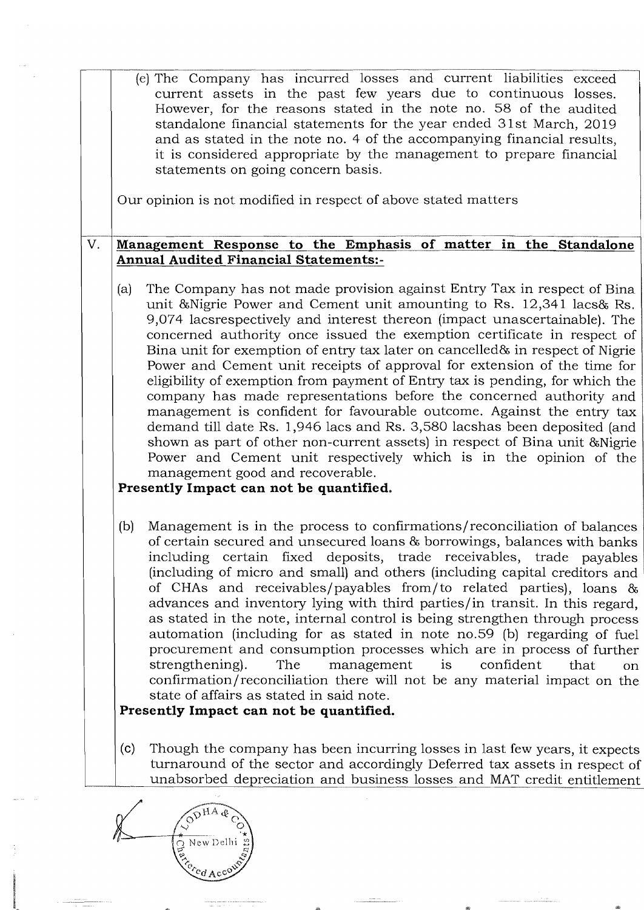(e) The Company has incurred losses and current liabilities exceed current assets in the past few years due to continuous losses. However, for the reasons stated in the note no. 58 of the audited standalone financial statements for the year ended 31st March, 2019 and as stated in the note no. 4 of the accompanying financial results, it is considered appropriate by the management to prepare financial statements on going concern basis.

Our opinion is not modified in respect of above stated matters

V. **Management Response to the Emphasis of matter in the Standalone Annual Audited Financial Statements:-**

(a) The Company has not made provision against Entry Tax in respect of Bina unit &Nigrie Power and Cement unit amounting to Rs. 12,341 lacs& Rs. 9,074 lacsrespectively and interest thereon (impact unascertainable). The concerned authority once issued the exemption certificate in respect of Bina unit for exemption of entry tax later on cancelled& in respect of Nigrie Power and Cement unit receipts of approval for extension of the time for eligibility of exemption from payment of Entry tax is pending, for which the company has made representations before the concerned authority and management is confident for favourable outcome. Against the entry tax demand till date Rs. 1,946 lacs and Rs. 3,580 lacshas been deposited (and shown as part of other non-current assets) in respect of Bina unit &Nigrie Power and Cement unit respectively which is in the opinion of the management good and recoverable.

**Presently Impact can not be quantified.**

(b) Management is in the process to confirmations/reconciliation of balances of certain secured and unsecured loans & borrowings, balances with banks including certain fixed deposits, trade receivables, trade payables (including of micro and small) and others (including capital creditors and of CHAs and receivables/payables from/to related parties), loans & advances and inventory lying with third parties/in transit. In this regard, as stated in the note, internal control is being strengthen through process automation (including for as stated in note no.59 (b) regarding of fuel procurement and consumption processes which are in process of further strengthening). The management is confident that on confirmation/reconciliation there will not be any material impact on the state of affairs as stated in said note.

**Presently Impact can not be quantified.**

(c) Though the company has been incurring losses in last few years, it expects turnaround of the sector and accordingly Deferred tax assets in respect of unabsorbed depreciation and business losses and MAT credit entitlement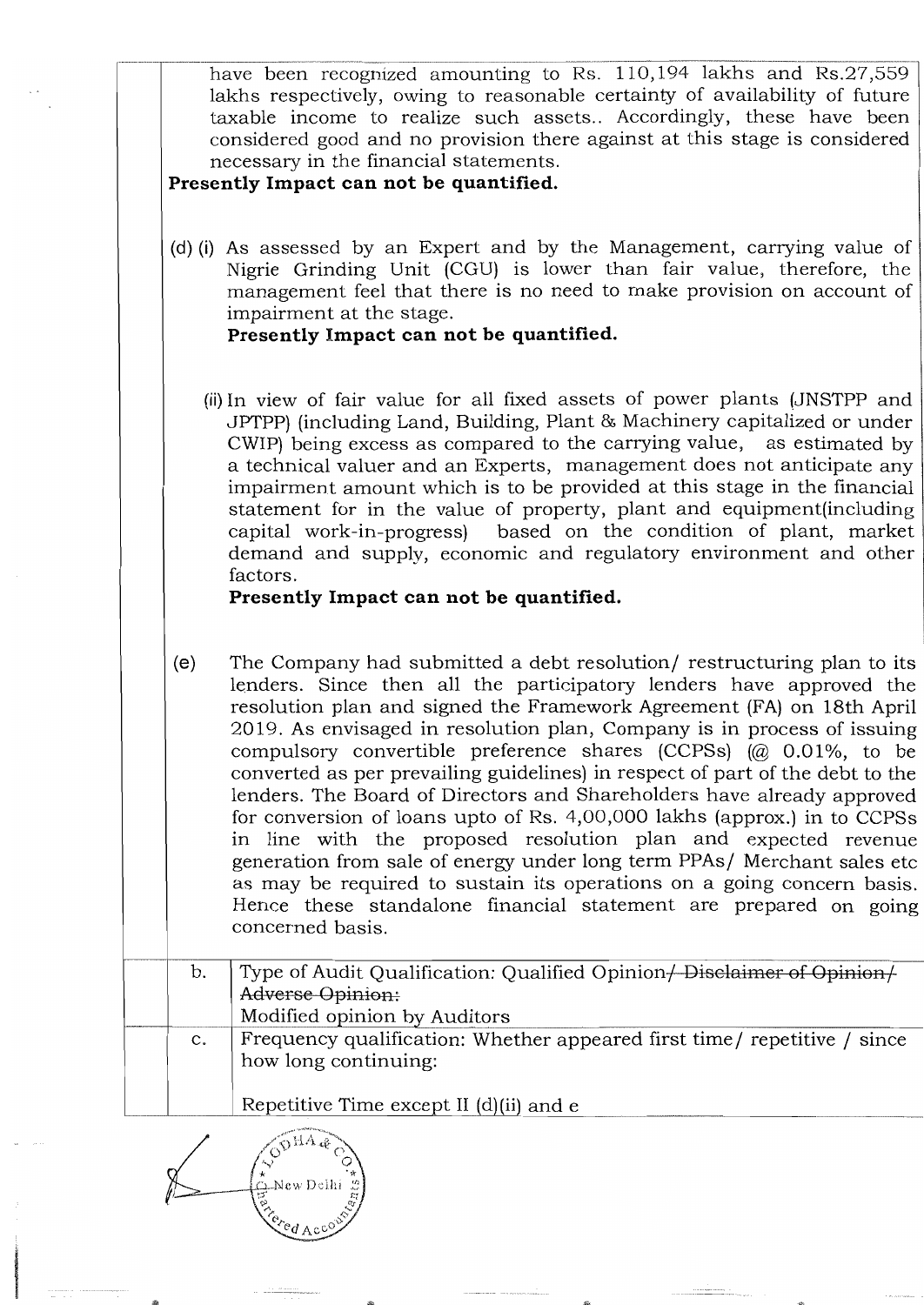have been recognized amounting to Rs. 110,194 lakhs and Rs.27,559 lakhs respectively, owing to reasonable certainty of availability of future taxable income to realize such assets.. Accordingly, these have been considered good and no provision there against at this stage is considered necessary in the financial statements.

**Presently Impact can not be quantified.**

(d) (i) As assessed by an Expert and by the Management, carrying value of Nigrie Grinding Unit (CGU) is lower than fair value, therefore, the management feel that there is no need to make provision on account of impairment at the stage.

**Presently Impact can not be quantified.**

(ii) In view of fair value for all fixed assets of power plants (JNSTPP and JPTPP) (including Land, Building, Plant & Machinery capitalized or under CWIP) being excess as compared to the carrying value, as estimated by a technical valuer and an Experts, management does not anticipate any impairment amount which is to be provided at this stage in the financial statement for in the value of property, plant and equipment(including capital work-in-progress) based on the condition of plant, market demand and supply, economic and regulatory environment and other factors.

**Presently Impact can not be quantified.**

(e) The Company had submitted a debt resolution/ restructuring plan to its lenders. Since then all the participatory lenders have approved the resolution plan and signed the Framework Agreement (FA) on 18th April 2019. As envisaged in resolution plan, Company is in process of issuing compulsory convertible preference shares (CCPSs) (@ 0.01%, to be converted as per prevailing guidelines) in respect of part of the debt to the lenders. The Board of Directors and Shareholders have already approved for conversion of loans upto of Rs. 4,00,000 lakhs (approx.) in to CCPSs in line with the proposed resolution plan and expected revenue generation from sale of energy under long term PPAs/ Merchant sales etc as may be required to sustain its operations on a going concern basis. Hence these standalone financial statement are prepared on going concerned basis.

| | |
|---|---|
| b. | Type of Audit Qualification: Qualified Opinion~~/ Disclaimer of Opinion/ Adverse Opinion:~~<br>Modified opinion by Auditors |
| c. | Frequency qualification: Whether appeared first time/ repetitive / since how long continuing:<br><br>Repetitive Time except II (d)(ii) and e |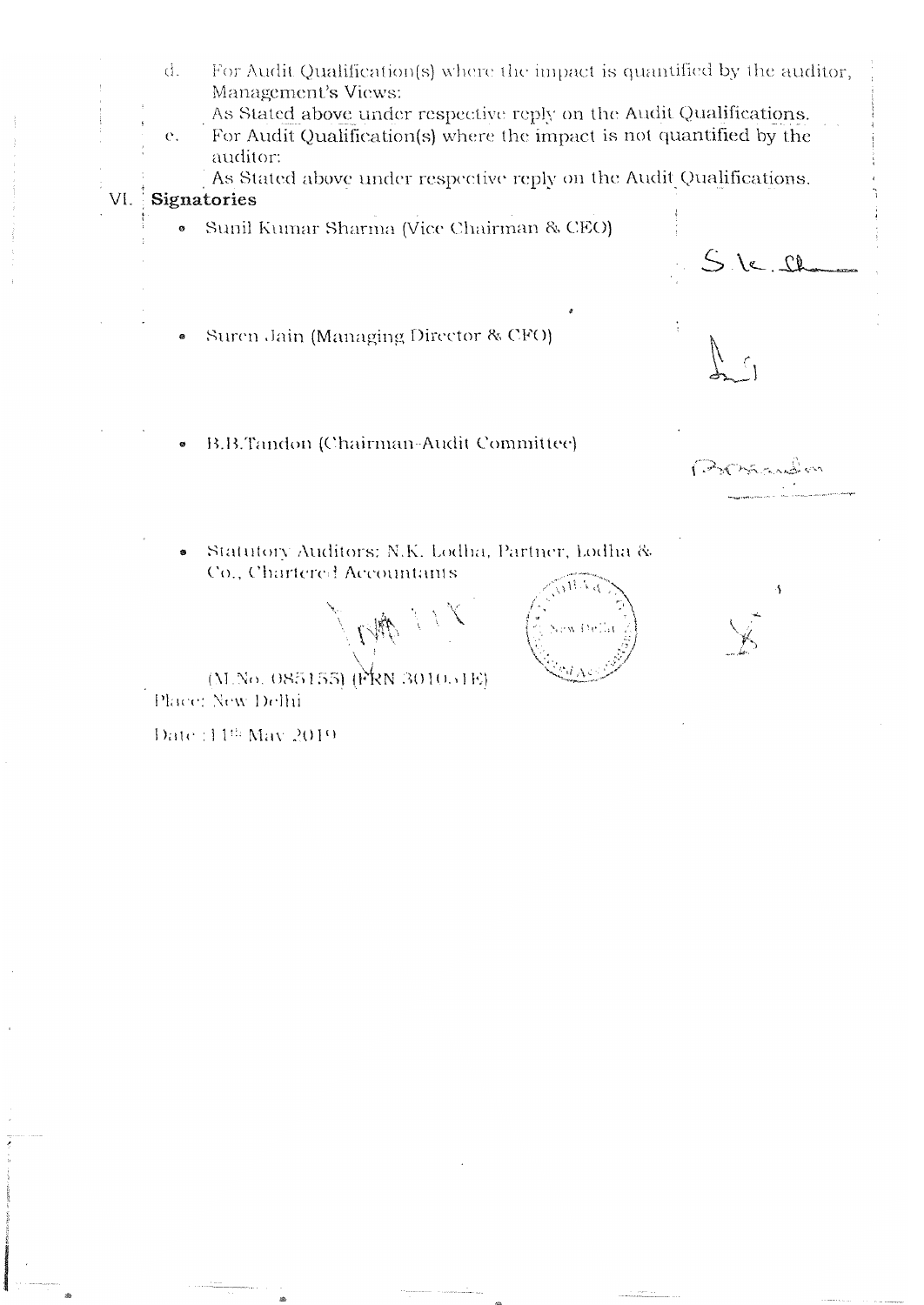d. For Audit Qualification(s) where the impact is quantified by the auditor, Management's Views:

As Stated above under respective reply on the Audit Qualifications.

e. For Audit Qualification(s) where the impact is not quantified by the auditor:

As Stated above under respective reply on the Audit Qualifications.

VI. **Signatories**

- Sunil Kumar Sharma (Vice Chairman & CEO)

- Suren Jain (Managing Director & CFO)

- B.B.Tandon (Chairman-Audit Committee)

- Statutory Auditors: N.K. Lodha, Partner, Lodha & Co., Chartered Accountants

(M.No. 085155) (FRN 301051E)

Place: New Delhi

Date : 11th May 2019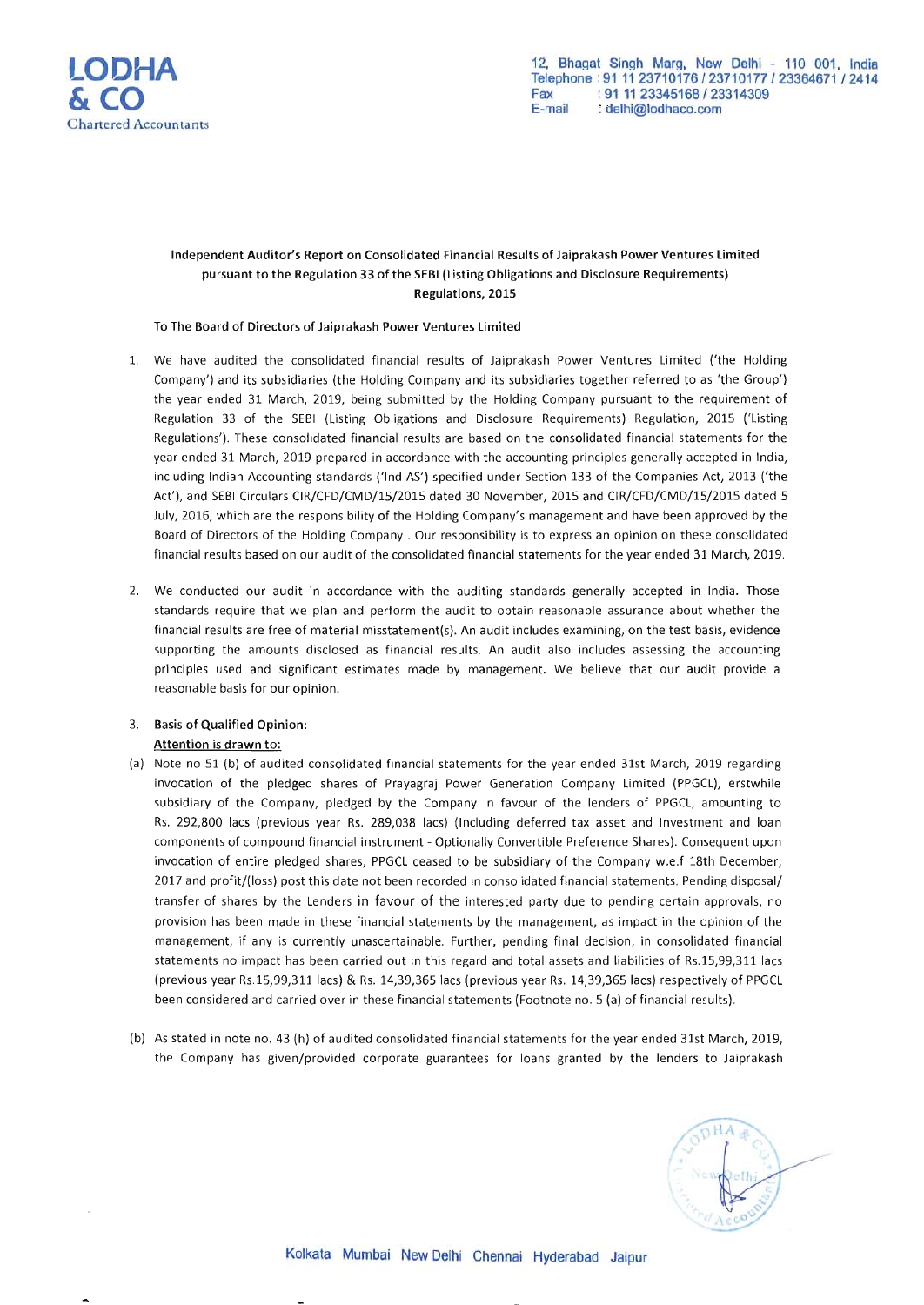**LODHA & CO**
Chartered Accountants

12, Bhagat Singh Marg, New Delhi - 110 001, India
Telephone : 91 11 23710176 / 23710177 / 23364671 / 2414
Fax : 91 11 23345168 / 23314309
E-mail : delhi@lodhaco.com

**Independent Auditor's Report on Consolidated Financial Results of Jaiprakash Power Ventures Limited pursuant to the Regulation 33 of the SEBI (Listing Obligations and Disclosure Requirements) Regulations, 2015**

**To The Board of Directors of Jaiprakash Power Ventures Limited**

1. We have audited the consolidated financial results of Jaiprakash Power Ventures Limited ('the Holding Company') and its subsidiaries (the Holding Company and its subsidiaries together referred to as 'the Group') the year ended 31 March, 2019, being submitted by the Holding Company pursuant to the requirement of Regulation 33 of the SEBI (Listing Obligations and Disclosure Requirements) Regulation, 2015 ('Listing Regulations'). These consolidated financial results are based on the consolidated financial statements for the year ended 31 March, 2019 prepared in accordance with the accounting principles generally accepted in India, including Indian Accounting standards ('Ind AS') specified under Section 133 of the Companies Act, 2013 ('the Act'), and SEBI Circulars CIR/CFD/CMD/15/2015 dated 30 November, 2015 and CIR/CFD/CMD/15/2015 dated 5 July, 2016, which are the responsibility of the Holding Company's management and have been approved by the Board of Directors of the Holding Company . Our responsibility is to express an opinion on these consolidated financial results based on our audit of the consolidated financial statements for the year ended 31 March, 2019.

2. We conducted our audit in accordance with the auditing standards generally accepted in India. Those standards require that we plan and perform the audit to obtain reasonable assurance about whether the financial results are free of material misstatement(s). An audit includes examining, on the test basis, evidence supporting the amounts disclosed as financial results. An audit also includes assessing the accounting principles used and significant estimates made by management. We believe that our audit provide a reasonable basis for our opinion.

3. **Basis of Qualified Opinion:**

   **Attention is drawn to:**

(a) Note no 51 (b) of audited consolidated financial statements for the year ended 31st March, 2019 regarding invocation of the pledged shares of Prayagraj Power Generation Company Limited (PPGCL), erstwhile subsidiary of the Company, pledged by the Company in favour of the lenders of PPGCL, amounting to Rs. 292,800 lacs (previous year Rs. 289,038 lacs) (Including deferred tax asset and Investment and loan components of compound financial instrument - Optionally Convertible Preference Shares). Consequent upon invocation of entire pledged shares, PPGCL ceased to be subsidiary of the Company w.e.f 18th December, 2017 and profit/(loss) post this date not been recorded in consolidated financial statements. Pending disposal/ transfer of shares by the Lenders in favour of the interested party due to pending certain approvals, no provision has been made in these financial statements by the management, as impact in the opinion of the management, if any is currently unascertainable. Further, pending final decision, in consolidated financial statements no impact has been carried out in this regard and total assets and liabilities of Rs.15,99,311 lacs (previous year Rs.15,99,311 lacs) & Rs. 14,39,365 lacs (previous year Rs. 14,39,365 lacs) respectively of PPGCL been considered and carried over in these financial statements (Footnote no. 5 (a) of financial results).

(b) As stated in note no. 43 (h) of audited consolidated financial statements for the year ended 31st March, 2019, the Company has given/provided corporate guarantees for loans granted by the lenders to Jaiprakash

Kolkata Mumbai New Delhi Chennai Hyderabad Jaipur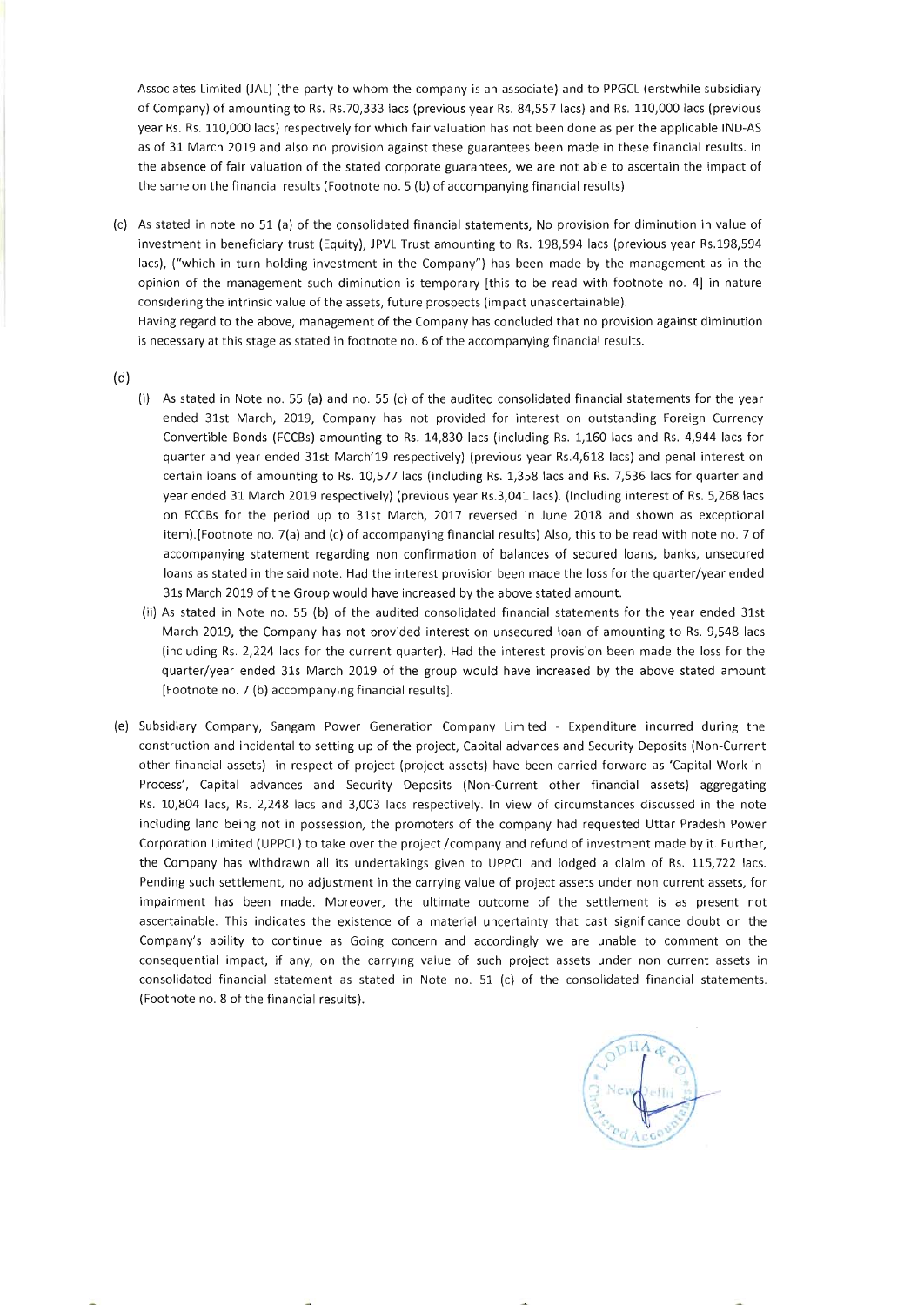Associates Limited (JAL) (the party to whom the company is an associate) and to PPGCL (erstwhile subsidiary of Company) of amounting to Rs. Rs.70,333 lacs (previous year Rs. 84,557 lacs) and Rs. 110,000 lacs (previous year Rs. Rs. 110,000 lacs) respectively for which fair valuation has not been done as per the applicable IND-AS as of 31 March 2019 and also no provision against these guarantees been made in these financial results. In the absence of fair valuation of the stated corporate guarantees, we are not able to ascertain the impact of the same on the financial results (Footnote no. 5 (b) of accompanying financial results)

(c) As stated in note no 51 (a) of the consolidated financial statements, No provision for diminution in value of investment in beneficiary trust (Equity), JPVL Trust amounting to Rs. 198,594 lacs (previous year Rs.198,594 lacs), ("which in turn holding investment in the Company") has been made by the management as in the opinion of the management such diminution is temporary [this to be read with footnote no. 4] in nature considering the intrinsic value of the assets, future prospects (impact unascertainable).

Having regard to the above, management of the Company has concluded that no provision against diminution is necessary at this stage as stated in footnote no. 6 of the accompanying financial results.

(d)

(i) As stated in Note no. 55 (a) and no. 55 (c) of the audited consolidated financial statements for the year ended 31st March, 2019, Company has not provided for interest on outstanding Foreign Currency Convertible Bonds (FCCBs) amounting to Rs. 14,830 lacs (including Rs. 1,160 lacs and Rs. 4,944 lacs for quarter and year ended 31st March'19 respectively) (previous year Rs.4,618 lacs) and penal interest on certain loans of amounting to Rs. 10,577 lacs (including Rs. 1,358 lacs and Rs. 7,536 lacs for quarter and year ended 31 March 2019 respectively) (previous year Rs.3,041 lacs). (Including interest of Rs. 5,268 lacs on FCCBs for the period up to 31st March, 2017 reversed in June 2018 and shown as exceptional item).[Footnote no. 7(a) and (c) of accompanying financial results) Also, this to be read with note no. 7 of accompanying statement regarding non confirmation of balances of secured loans, banks, unsecured loans as stated in the said note. Had the interest provision been made the loss for the quarter/year ended 31s March 2019 of the Group would have increased by the above stated amount.

(ii) As stated in Note no. 55 (b) of the audited consolidated financial statements for the year ended 31st March 2019, the Company has not provided interest on unsecured loan of amounting to Rs. 9,548 lacs (including Rs. 2,224 lacs for the current quarter). Had the interest provision been made the loss for the quarter/year ended 31s March 2019 of the group would have increased by the above stated amount [Footnote no. 7 (b) accompanying financial results].

(e) Subsidiary Company, Sangam Power Generation Company Limited - Expenditure incurred during the construction and incidental to setting up of the project, Capital advances and Security Deposits (Non-Current other financial assets) in respect of project (project assets) have been carried forward as 'Capital Work-in-Process', Capital advances and Security Deposits (Non-Current other financial assets) aggregating Rs. 10,804 lacs, Rs. 2,248 lacs and 3,003 lacs respectively. In view of circumstances discussed in the note including land being not in possession, the promoters of the company had requested Uttar Pradesh Power Corporation Limited (UPPCL) to take over the project /company and refund of investment made by it. Further, the Company has withdrawn all its undertakings given to UPPCL and lodged a claim of Rs. 115,722 lacs. Pending such settlement, no adjustment in the carrying value of project assets under non current assets, for impairment has been made. Moreover, the ultimate outcome of the settlement is as present not ascertainable. This indicates the existence of a material uncertainty that cast significance doubt on the Company's ability to continue as Going concern and accordingly we are unable to comment on the consequential impact, if any, on the carrying value of such project assets under non current assets in consolidated financial statement as stated in Note no. 51 (c) of the consolidated financial statements. (Footnote no. 8 of the financial results).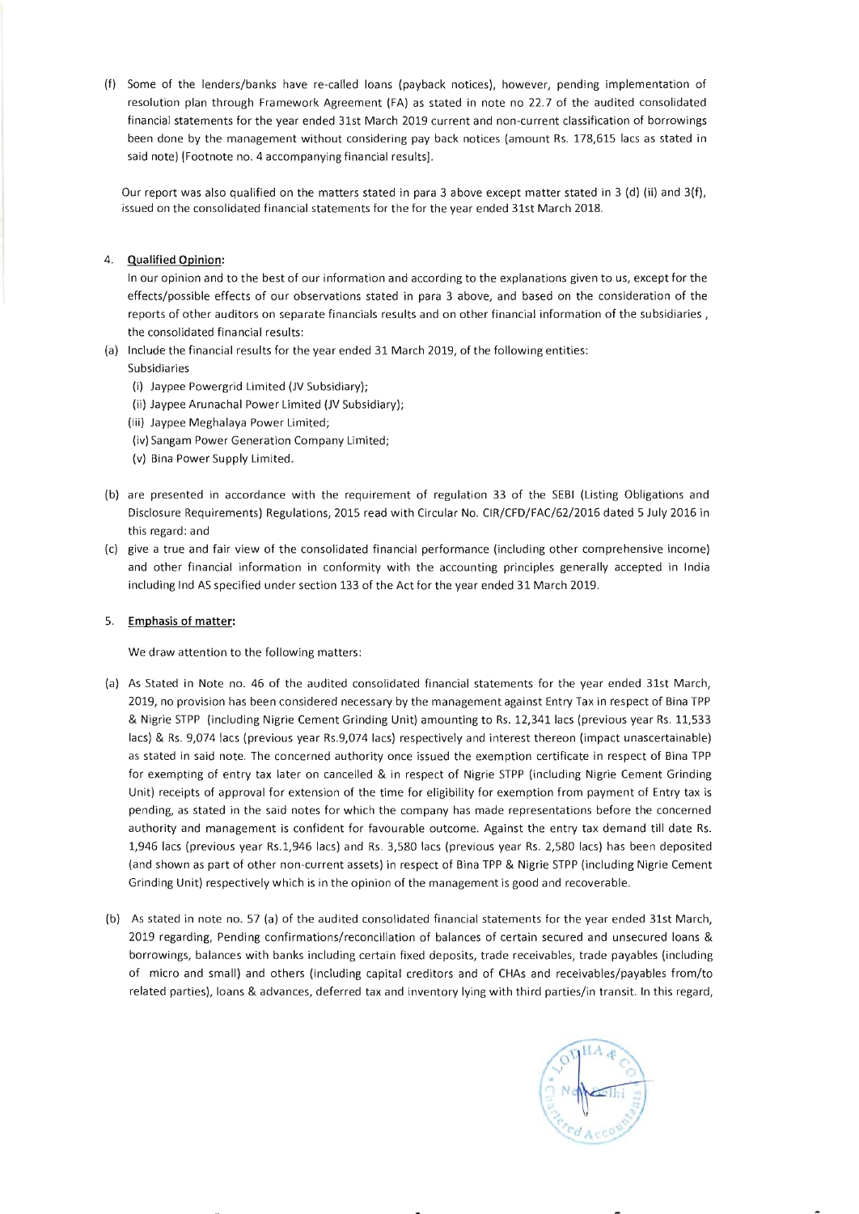(f) Some of the lenders/banks have re-called loans (payback notices), however, pending implementation of resolution plan through Framework Agreement (FA) as stated in note no 22.7 of the audited consolidated financial statements for the year ended 31st March 2019 current and non-current classification of borrowings been done by the management without considering pay back notices (amount Rs. 178,615 lacs as stated in said note) [Footnote no. 4 accompanying financial results].

Our report was also qualified on the matters stated in para 3 above except matter stated in 3 (d) (ii) and 3(f), issued on the consolidated financial statements for the for the year ended 31st March 2018.

4. **Qualified Opinion:**

In our opinion and to the best of our information and according to the explanations given to us, except for the effects/possible effects of our observations stated in para 3 above, and based on the consideration of the reports of other auditors on separate financials results and on other financial information of the subsidiaries , the consolidated financial results:

(a) Include the financial results for the year ended 31 March 2019, of the following entities:

Subsidiaries

(i) Jaypee Powergrid Limited (JV Subsidiary);
(ii) Jaypee Arunachal Power Limited (JV Subsidiary);
(iii) Jaypee Meghalaya Power Limited;
(iv) Sangam Power Generation Company Limited;
(v) Bina Power Supply Limited.

(b) are presented in accordance with the requirement of regulation 33 of the SEBI (Listing Obligations and Disclosure Requirements) Regulations, 2015 read with Circular No. CIR/CFD/FAC/62/2016 dated 5 July 2016 in this regard: and

(c) give a true and fair view of the consolidated financial performance (including other comprehensive income) and other financial information in conformity with the accounting principles generally accepted in India including Ind AS specified under section 133 of the Act for the year ended 31 March 2019.

5. **Emphasis of matter:**

We draw attention to the following matters:

(a) As Stated in Note no. 46 of the audited consolidated financial statements for the year ended 31st March, 2019, no provision has been considered necessary by the management against Entry Tax in respect of Bina TPP & Nigrie STPP (including Nigrie Cement Grinding Unit) amounting to Rs. 12,341 lacs (previous year Rs. 11,533 lacs) & Rs. 9,074 lacs (previous year Rs.9,074 lacs) respectively and interest thereon (impact unascertainable) as stated in said note. The concerned authority once issued the exemption certificate in respect of Bina TPP for exempting of entry tax later on cancelled & in respect of Nigrie STPP (including Nigrie Cement Grinding Unit) receipts of approval for extension of the time for eligibility for exemption from payment of Entry tax is pending, as stated in the said notes for which the company has made representations before the concerned authority and management is confident for favourable outcome. Against the entry tax demand till date Rs. 1,946 lacs (previous year Rs.1,946 lacs) and Rs. 3,580 lacs (previous year Rs. 2,580 lacs) has been deposited (and shown as part of other non-current assets) in respect of Bina TPP & Nigrie STPP (including Nigrie Cement Grinding Unit) respectively which is in the opinion of the management is good and recoverable.

(b) As stated in note no. 57 (a) of the audited consolidated financial statements for the year ended 31st March, 2019 regarding, Pending confirmations/reconciliation of balances of certain secured and unsecured loans & borrowings, balances with banks including certain fixed deposits, trade receivables, trade payables (including of micro and small) and others (including capital creditors and of CHAs and receivables/payables from/to related parties), loans & advances, deferred tax and inventory lying with third parties/in transit. In this regard,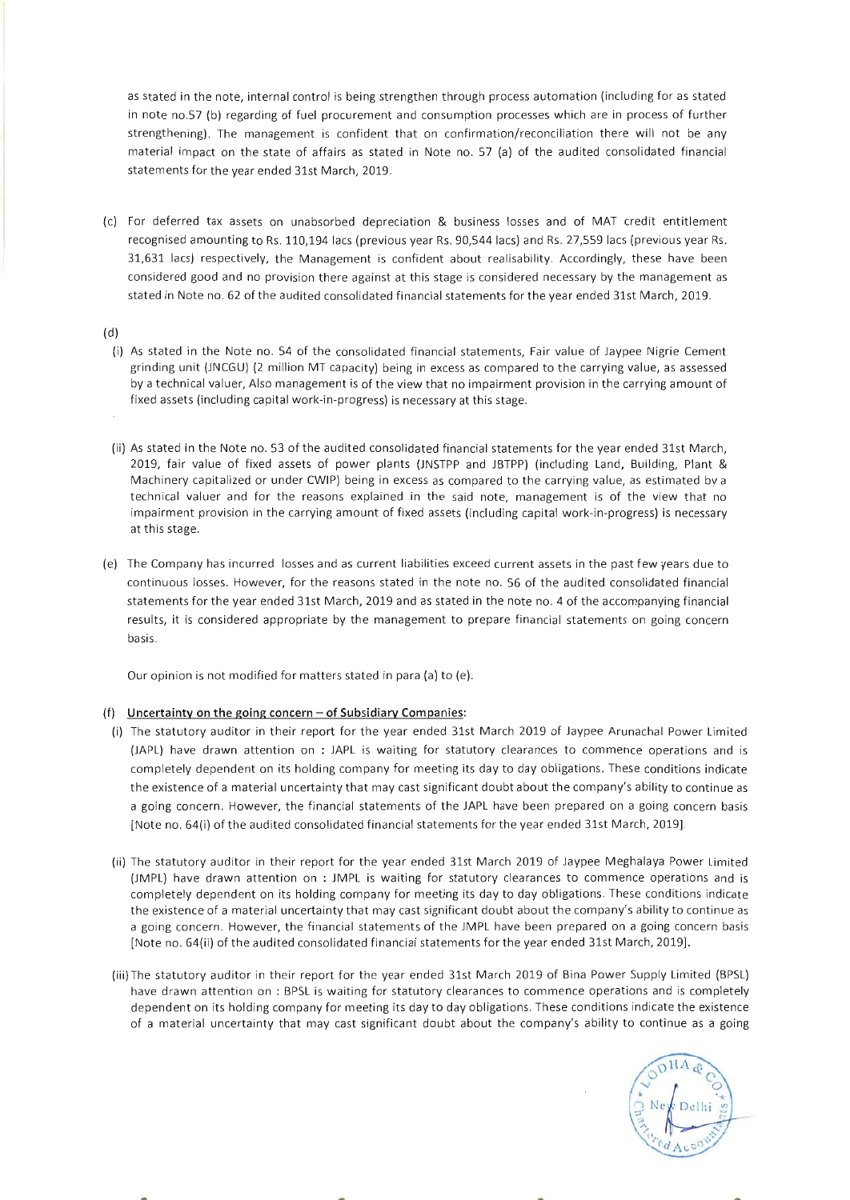as stated in the note, internal control is being strengthen through process automation (including for as stated in note no.57 (b) regarding of fuel procurement and consumption processes which are in process of further strengthening). The management is confident that on confirmation/reconciliation there will not be any material impact on the state of affairs as stated in Note no. 57 (a) of the audited consolidated financial statements for the year ended 31st March, 2019.

(c) For deferred tax assets on unabsorbed depreciation & business losses and of MAT credit entitlement recognised amounting to Rs. 110,194 lacs (previous year Rs. 90,544 lacs) and Rs. 27,559 lacs (previous year Rs. 31,631 lacs) respectively, the Management is confident about realisability. Accordingly, these have been considered good and no provision there against at this stage is considered necessary by the management as stated in Note no. 62 of the audited consolidated financial statements for the year ended 31st March, 2019.

(d)

(i) As stated in the Note no. 54 of the consolidated financial statements, Fair value of Jaypee Nigrie Cement grinding unit (JNCGU) (2 million MT capacity) being in excess as compared to the carrying value, as assessed by a technical valuer, Also management is of the view that no impairment provision in the carrying amount of fixed assets (including capital work-in-progress) is necessary at this stage.

(ii) As stated in the Note no. 53 of the audited consolidated financial statements for the year ended 31st March, 2019, fair value of fixed assets of power plants (JNSTPP and JBTPP) (including Land, Building, Plant & Machinery capitalized or under CWIP) being in excess as compared to the carrying value, as estimated by a technical valuer and for the reasons explained in the said note, management is of the view that no impairment provision in the carrying amount of fixed assets (including capital work-in-progress) is necessary at this stage.

(e) The Company has incurred losses and as current liabilities exceed current assets in the past few years due to continuous losses. However, for the reasons stated in the note no. 56 of the audited consolidated financial statements for the year ended 31st March, 2019 and as stated in the note no. 4 of the accompanying financial results, it is considered appropriate by the management to prepare financial statements on going concern basis.

Our opinion is not modified for matters stated in para (a) to (e).

(f) **Uncertainty on the going concern – of Subsidiary Companies:**

(i) The statutory auditor in their report for the year ended 31st March 2019 of Jaypee Arunachal Power Limited (JAPL) have drawn attention on : JAPL is waiting for statutory clearances to commence operations and is completely dependent on its holding company for meeting its day to day obligations. These conditions indicate the existence of a material uncertainty that may cast significant doubt about the company's ability to continue as a going concern. However, the financial statements of the JAPL have been prepared on a going concern basis [Note no. 64(i) of the audited consolidated financial statements for the year ended 31st March, 2019].

(ii) The statutory auditor in their report for the year ended 31st March 2019 of Jaypee Meghalaya Power Limited (JMPL) have drawn attention on : JMPL is waiting for statutory clearances to commence operations and is completely dependent on its holding company for meeting its day to day obligations. These conditions indicate the existence of a material uncertainty that may cast significant doubt about the company's ability to continue as a going concern. However, the financial statements of the JMPL have been prepared on a going concern basis [Note no. 64(ii) of the audited consolidated financial statements for the year ended 31st March, 2019].

(iii) The statutory auditor in their report for the year ended 31st March 2019 of Bina Power Supply Limited (BPSL) have drawn attention on : BPSL is waiting for statutory clearances to commence operations and is completely dependent on its holding company for meeting its day to day obligations. These conditions indicate the existence of a material uncertainty that may cast significant doubt about the company's ability to continue as a going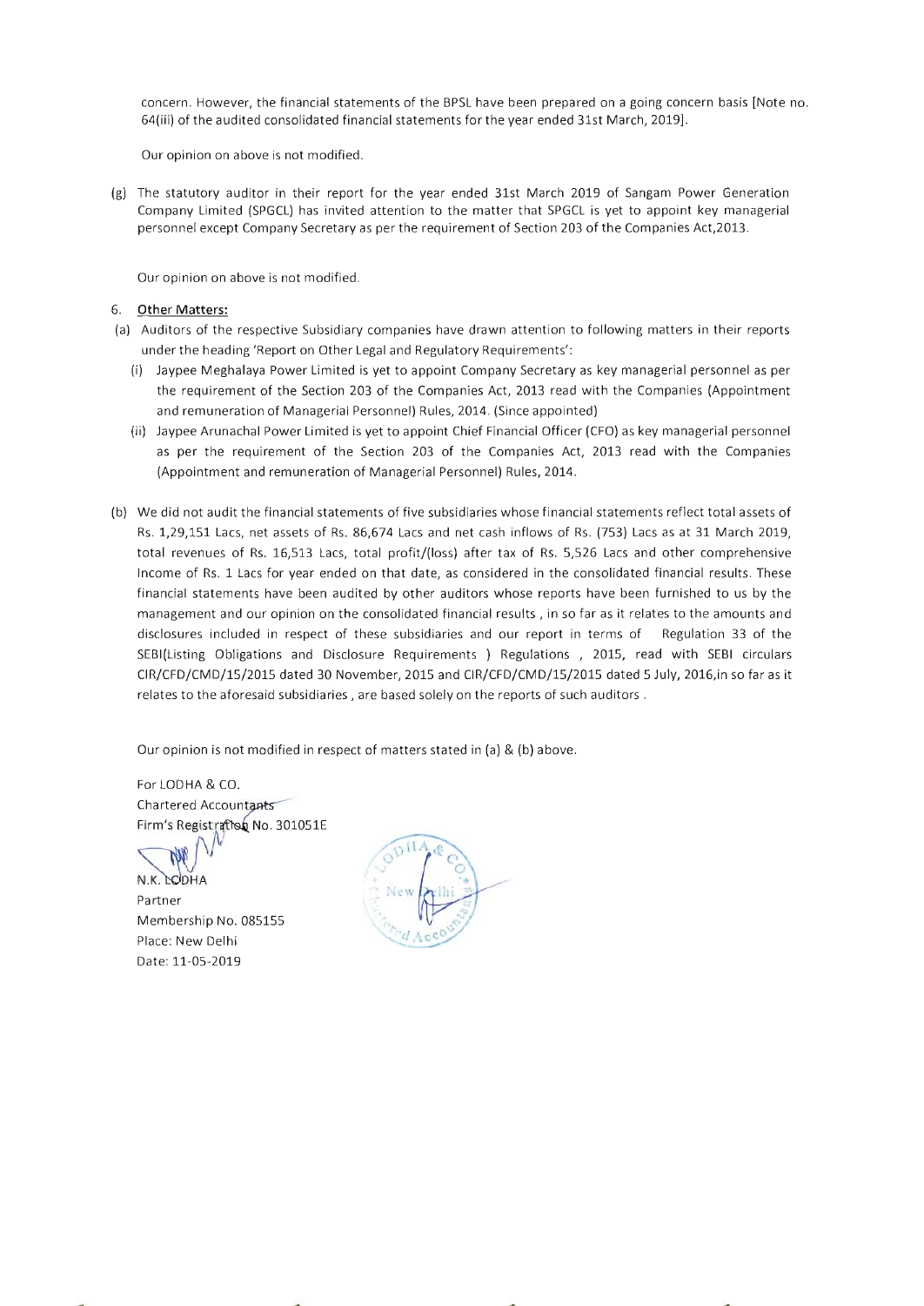concern. However, the financial statements of the BPSL have been prepared on a going concern basis [Note no. 64(iii) of the audited consolidated financial statements for the year ended 31st March, 2019].

Our opinion on above is not modified.

(g) The statutory auditor in their report for the year ended 31st March 2019 of Sangam Power Generation Company Limited (SPGCL) has invited attention to the matter that SPGCL is yet to appoint key managerial personnel except Company Secretary as per the requirement of Section 203 of the Companies Act,2013.

Our opinion on above is not modified.

6. **Other Matters:**

(a) Auditors of the respective Subsidiary companies have drawn attention to following matters in their reports under the heading 'Report on Other Legal and Regulatory Requirements':

   (i) Jaypee Meghalaya Power Limited is yet to appoint Company Secretary as key managerial personnel as per the requirement of the Section 203 of the Companies Act, 2013 read with the Companies (Appointment and remuneration of Managerial Personnel) Rules, 2014. (Since appointed)

   (ii) Jaypee Arunachal Power Limited is yet to appoint Chief Financial Officer (CFO) as key managerial personnel as per the requirement of the Section 203 of the Companies Act, 2013 read with the Companies (Appointment and remuneration of Managerial Personnel) Rules, 2014.

(b) We did not audit the financial statements of five subsidiaries whose financial statements reflect total assets of Rs. 1,29,151 Lacs, net assets of Rs. 86,674 Lacs and net cash inflows of Rs. (753) Lacs as at 31 March 2019, total revenues of Rs. 16,513 Lacs, total profit/(loss) after tax of Rs. 5,526 Lacs and other comprehensive Income of Rs. 1 Lacs for year ended on that date, as considered in the consolidated financial results. These financial statements have been audited by other auditors whose reports have been furnished to us by the management and our opinion on the consolidated financial results , in so far as it relates to the amounts and disclosures included in respect of these subsidiaries and our report in terms of Regulation 33 of the SEBI(Listing Obligations and Disclosure Requirements ) Regulations , 2015, read with SEBI circulars CIR/CFD/CMD/15/2015 dated 30 November, 2015 and CIR/CFD/CMD/15/2015 dated 5 July, 2016,in so far as it relates to the aforesaid subsidiaries , are based solely on the reports of such auditors .

Our opinion is not modified in respect of matters stated in (a) & (b) above.

For LODHA & CO.
Chartered Accountants
Firm's Registration No. 301051E

N.K. LODHA
Partner
Membership No. 085155
Place: New Delhi
Date: 11-05-2019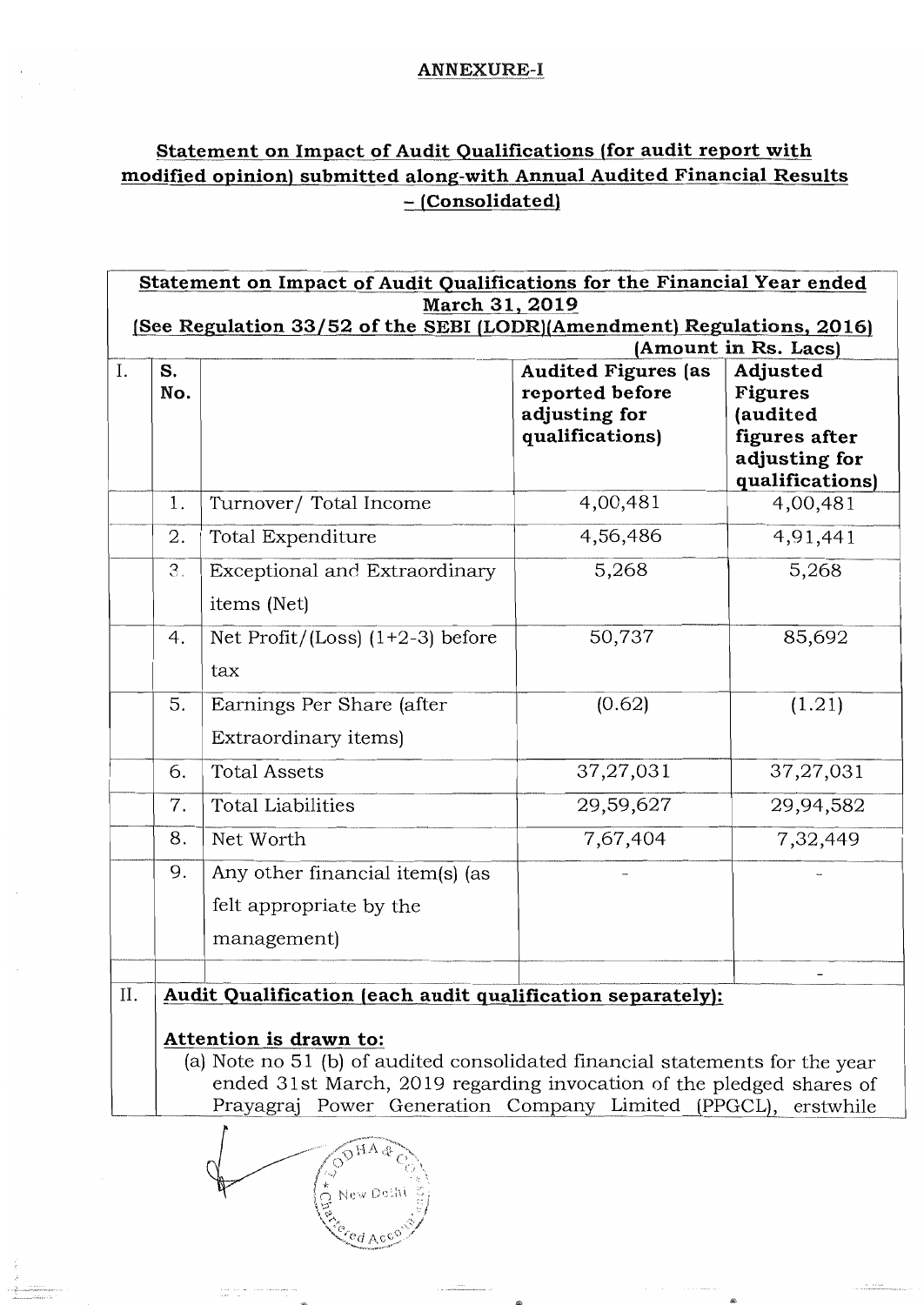**ANNEXURE-I**

**Statement on Impact of Audit Qualifications (for audit report with modified opinion) submitted along-with Annual Audited Financial Results – (Consolidated)**

**Statement on Impact of Audit Qualifications for the Financial Year ended March 31, 2019**
**(See Regulation 33/52 of the SEBI (LODR)(Amendment) Regulations, 2016)**

(Amount in Rs. Lacs)

| I. | S. No. | | Audited Figures (as reported before adjusting for qualifications) | Adjusted Figures (audited figures after adjusting for qualifications) |
|---|---|---|---|---|
| | 1. | Turnover/ Total Income | 4,00,481 | 4,00,481 |
| | 2. | Total Expenditure | 4,56,486 | 4,91,441 |
| | 3. | Exceptional and Extraordinary items (Net) | 5,268 | 5,268 |
| | 4. | Net Profit/(Loss) (1+2-3) before tax | 50,737 | 85,692 |
| | 5. | Earnings Per Share (after Extraordinary items) | (0.62) | (1.21) |
| | 6. | Total Assets | 37,27,031 | 37,27,031 |
| | 7. | Total Liabilities | 29,59,627 | 29,94,582 |
| | 8. | Net Worth | 7,67,404 | 7,32,449 |
| | 9. | Any other financial item(s) (as felt appropriate by the management) | - | - |
| | | | | - |

**II. Audit Qualification (each audit qualification separately):**

**Attention is drawn to:**

(a) Note no 51 (b) of audited consolidated financial statements for the year ended 31st March, 2019 regarding invocation of the pledged shares of Prayagraj Power Generation Company Limited (PPGCL), erstwhile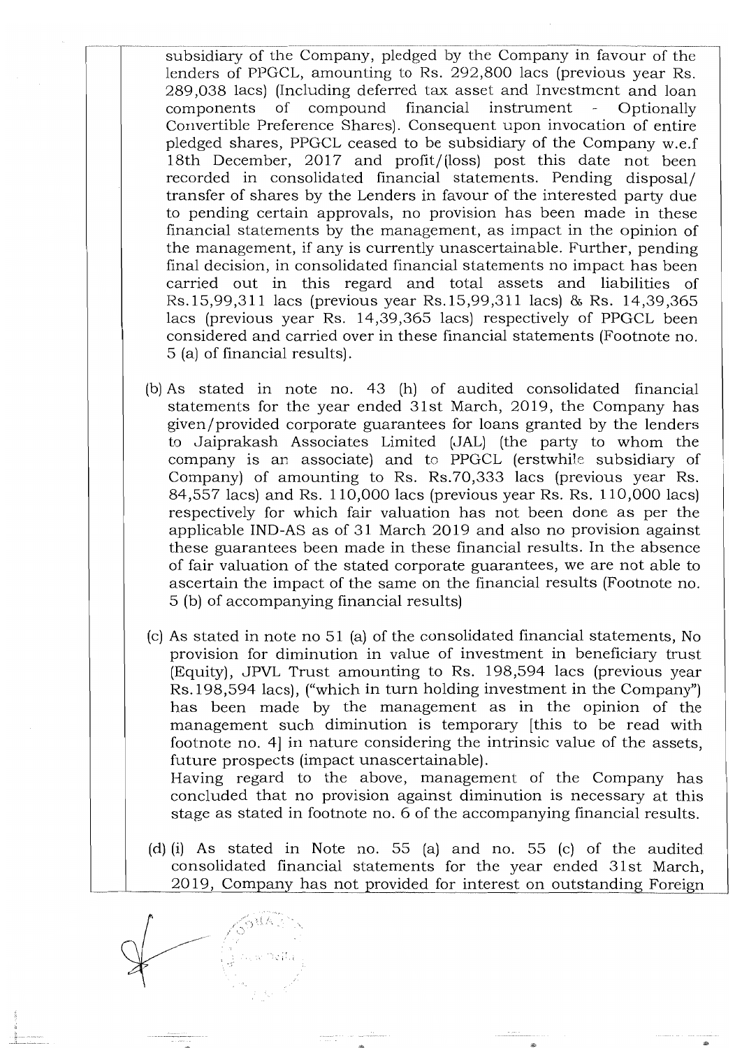subsidiary of the Company, pledged by the Company in favour of the lenders of PPGCL, amounting to Rs. 292,800 lacs (previous year Rs. 289,038 lacs) (Including deferred tax asset and Investment and loan components of compound financial instrument - Optionally Convertible Preference Shares). Consequent upon invocation of entire pledged shares, PPGCL ceased to be subsidiary of the Company w.e.f 18th December, 2017 and profit/(loss) post this date not been recorded in consolidated financial statements. Pending disposal/ transfer of shares by the Lenders in favour of the interested party due to pending certain approvals, no provision has been made in these financial statements by the management, as impact in the opinion of the management, if any is currently unascertainable. Further, pending final decision, in consolidated financial statements no impact has been carried out in this regard and total assets and liabilities of Rs.15,99,311 lacs (previous year Rs.15,99,311 lacs) & Rs. 14,39,365 lacs (previous year Rs. 14,39,365 lacs) respectively of PPGCL been considered and carried over in these financial statements (Footnote no. 5 (a) of financial results).

(b) As stated in note no. 43 (h) of audited consolidated financial statements for the year ended 31st March, 2019, the Company has given/provided corporate guarantees for loans granted by the lenders to Jaiprakash Associates Limited (JAL) (the party to whom the company is an associate) and to PPGCL (erstwhile subsidiary of Company) of amounting to Rs. Rs.70,333 lacs (previous year Rs. 84,557 lacs) and Rs. 110,000 lacs (previous year Rs. Rs. 110,000 lacs) respectively for which fair valuation has not been done as per the applicable IND-AS as of 31 March 2019 and also no provision against these guarantees been made in these financial results. In the absence of fair valuation of the stated corporate guarantees, we are not able to ascertain the impact of the same on the financial results (Footnote no. 5 (b) of accompanying financial results)

(c) As stated in note no 51 (a) of the consolidated financial statements, No provision for diminution in value of investment in beneficiary trust (Equity), JPVL Trust amounting to Rs. 198,594 lacs (previous year Rs.198,594 lacs), ("which in turn holding investment in the Company") has been made by the management as in the opinion of the management such diminution is temporary [this to be read with footnote no. 4] in nature considering the intrinsic value of the assets, future prospects (impact unascertainable).
Having regard to the above, management of the Company has concluded that no provision against diminution is necessary at this stage as stated in footnote no. 6 of the accompanying financial results.

(d) (i) As stated in Note no. 55 (a) and no. 55 (c) of the audited consolidated financial statements for the year ended 31st March, 2019, Company has not provided for interest on outstanding Foreign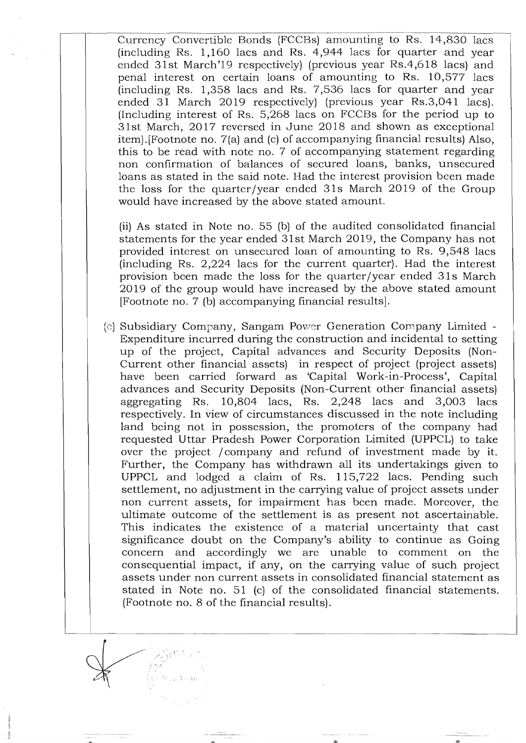Currency Convertible Bonds (FCCBs) amounting to Rs. 14,830 lacs (including Rs. 1,160 lacs and Rs. 4,944 lacs for quarter and year ended 31st March'19 respectively) (previous year Rs.4,618 lacs) and penal interest on certain loans of amounting to Rs. 10,577 lacs (including Rs. 1,358 lacs and Rs. 7,536 lacs for quarter and year ended 31 March 2019 respectively) (previous year Rs.3,041 lacs). (Including interest of Rs. 5,268 lacs on FCCBs for the period up to 31st March, 2017 reversed in June 2018 and shown as exceptional item).[Footnote no. 7(a) and (c) of accompanying financial results) Also, this to be read with note no. 7 of accompanying statement regarding non confirmation of balances of secured loans, banks, unsecured loans as stated in the said note. Had the interest provision been made the loss for the quarter/year ended 31s March 2019 of the Group would have increased by the above stated amount.

(ii) As stated in Note no. 55 (b) of the audited consolidated financial statements for the year ended 31st March 2019, the Company has not provided interest on unsecured loan of amounting to Rs. 9,548 lacs (including Rs. 2,224 lacs for the current quarter). Had the interest provision been made the loss for the quarter/year ended 31s March 2019 of the group would have increased by the above stated amount [Footnote no. 7 (b) accompanying financial results].

(c) Subsidiary Company, Sangam Power Generation Company Limited - Expenditure incurred during the construction and incidental to setting up of the project, Capital advances and Security Deposits (Non-Current other financial assets) in respect of project (project assets) have been carried forward as 'Capital Work-in-Process', Capital advances and Security Deposits (Non-Current other financial assets) aggregating Rs. 10,804 lacs, Rs. 2,248 lacs and 3,003 lacs respectively. In view of circumstances discussed in the note including land being not in possession, the promoters of the company had requested Uttar Pradesh Power Corporation Limited (UPPCL) to take over the project /company and refund of investment made by it. Further, the Company has withdrawn all its undertakings given to UPPCL and lodged a claim of Rs. 115,722 lacs. Pending such settlement, no adjustment in the carrying value of project assets under non current assets, for impairment has been made. Moreover, the ultimate outcome of the settlement is as present not ascertainable. This indicates the existence of a material uncertainty that cast significance doubt on the Company's ability to continue as Going concern and accordingly we are unable to comment on the consequential impact, if any, on the carrying value of such project assets under non current assets in consolidated financial statement as stated in Note no. 51 (c) of the consolidated financial statements. (Footnote no. 8 of the financial results).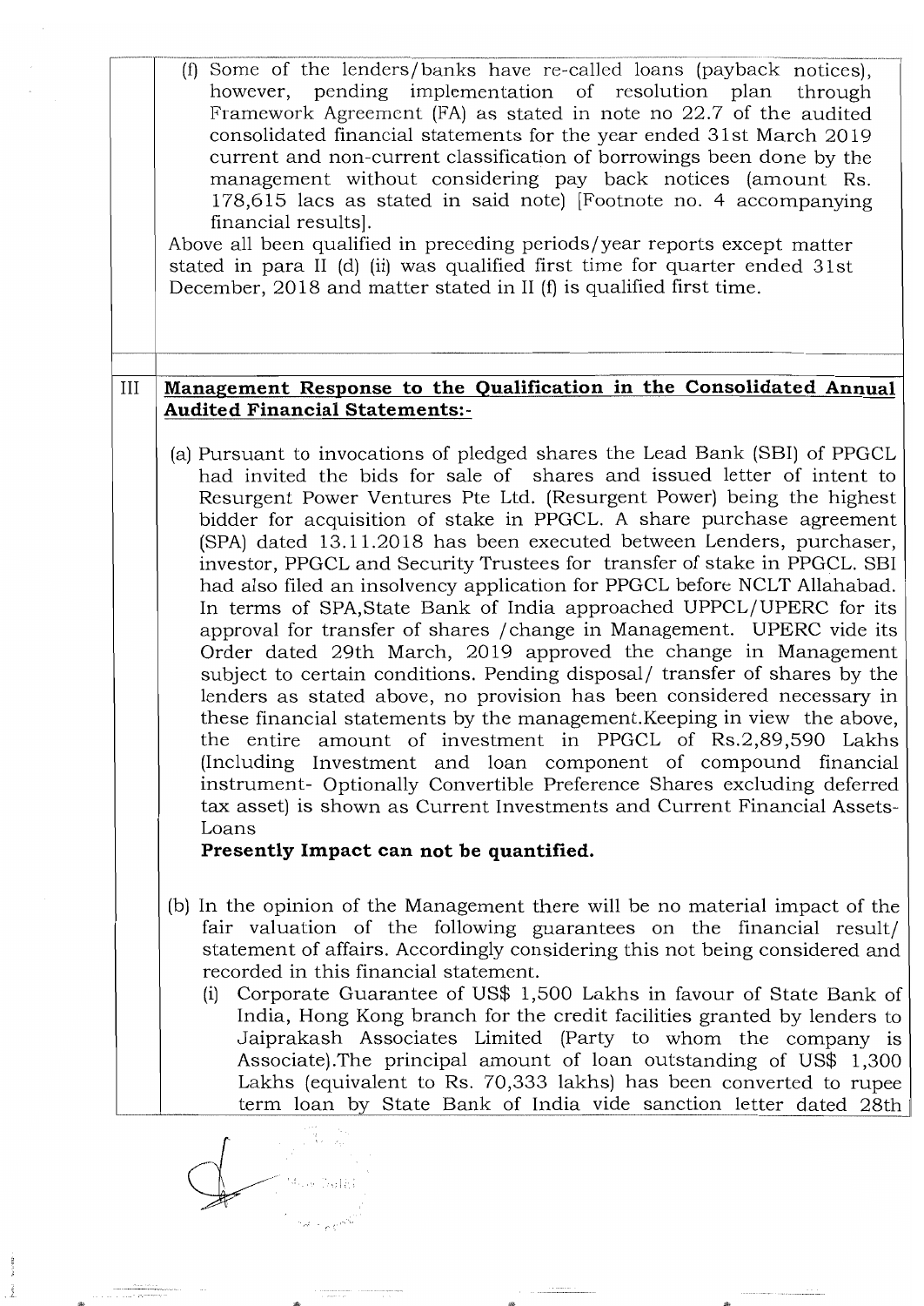(f) Some of the lenders/banks have re-called loans (payback notices), however, pending implementation of resolution plan through Framework Agreement (FA) as stated in note no 22.7 of the audited consolidated financial statements for the year ended 31st March 2019 current and non-current classification of borrowings been done by the management without considering pay back notices (amount Rs. 178,615 lacs as stated in said note) [Footnote no. 4 accompanying financial results].

Above all been qualified in preceding periods/year reports except matter stated in para II (d) (ii) was qualified first time for quarter ended 31st December, 2018 and matter stated in II (f) is qualified first time.

## III Management Response to the Qualification in the Consolidated Annual Audited Financial Statements:-

(a) Pursuant to invocations of pledged shares the Lead Bank (SBI) of PPGCL had invited the bids for sale of shares and issued letter of intent to Resurgent Power Ventures Pte Ltd. (Resurgent Power) being the highest bidder for acquisition of stake in PPGCL. A share purchase agreement (SPA) dated 13.11.2018 has been executed between Lenders, purchaser, investor, PPGCL and Security Trustees for transfer of stake in PPGCL. SBI had also filed an insolvency application for PPGCL before NCLT Allahabad. In terms of SPA,State Bank of India approached UPPCL/UPERC for its approval for transfer of shares /change in Management. UPERC vide its Order dated 29th March, 2019 approved the change in Management subject to certain conditions. Pending disposal/ transfer of shares by the lenders as stated above, no provision has been considered necessary in these financial statements by the management.Keeping in view the above, the entire amount of investment in PPGCL of Rs.2,89,590 Lakhs (Including Investment and loan component of compound financial instrument- Optionally Convertible Preference Shares excluding deferred tax asset) is shown as Current Investments and Current Financial Assets-Loans

**Presently Impact can not be quantified.**

(b) In the opinion of the Management there will be no material impact of the fair valuation of the following guarantees on the financial result/ statement of affairs. Accordingly considering this not being considered and recorded in this financial statement.

(i) Corporate Guarantee of US$ 1,500 Lakhs in favour of State Bank of India, Hong Kong branch for the credit facilities granted by lenders to Jaiprakash Associates Limited (Party to whom the company is Associate).The principal amount of loan outstanding of US$ 1,300 Lakhs (equivalent to Rs. 70,333 lakhs) has been converted to rupee term loan by State Bank of India vide sanction letter dated 28th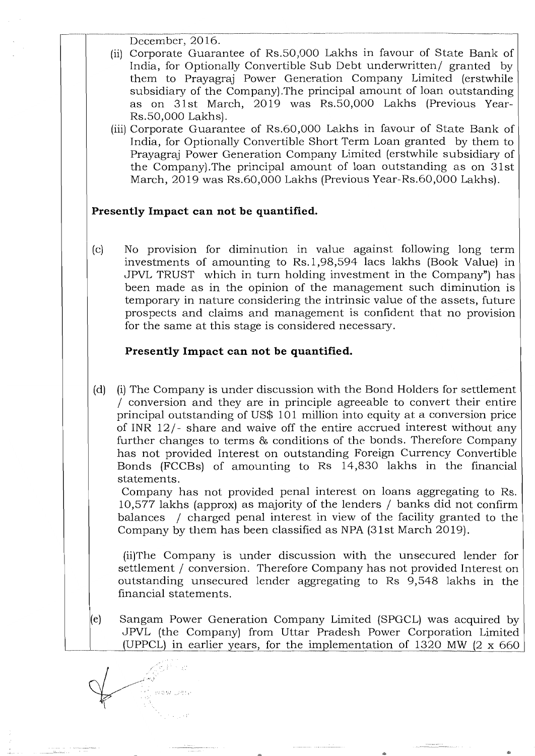December, 2016.

(ii) Corporate Guarantee of Rs.50,000 Lakhs in favour of State Bank of India, for Optionally Convertible Sub Debt underwritten/ granted by them to Prayagraj Power Generation Company Limited (erstwhile subsidiary of the Company).The principal amount of loan outstanding as on 31st March, 2019 was Rs.50,000 Lakhs (Previous Year-Rs.50,000 Lakhs).

(iii) Corporate Guarantee of Rs.60,000 Lakhs in favour of State Bank of India, for Optionally Convertible Short Term Loan granted by them to Prayagraj Power Generation Company Limited (erstwhile subsidiary of the Company).The principal amount of loan outstanding as on 31st March, 2019 was Rs.60,000 Lakhs (Previous Year-Rs.60,000 Lakhs).

**Presently Impact can not be quantified.**

(c) No provision for diminution in value against following long term investments of amounting to Rs.1,98,594 lacs lakhs (Book Value) in JPVL TRUST which in turn holding investment in the Company") has been made as in the opinion of the management such diminution is temporary in nature considering the intrinsic value of the assets, future prospects and claims and management is confident that no provision for the same at this stage is considered necessary.

**Presently Impact can not be quantified.**

(d) (i) The Company is under discussion with the Bond Holders for settlement / conversion and they are in principle agreeable to convert their entire principal outstanding of US$ 101 million into equity at a conversion price of INR 12/- share and waive off the entire accrued interest without any further changes to terms & conditions of the bonds. Therefore Company has not provided Interest on outstanding Foreign Currency Convertible Bonds (FCCBs) of amounting to Rs 14,830 lakhs in the financial statements.

Company has not provided penal interest on loans aggregating to Rs. 10,577 lakhs (approx) as majority of the lenders / banks did not confirm balances / charged penal interest in view of the facility granted to the Company by them has been classified as NPA (31st March 2019).

(ii)The Company is under discussion with the unsecured lender for settlement / conversion. Therefore Company has not provided Interest on outstanding unsecured lender aggregating to Rs 9,548 lakhs in the financial statements.

(e) Sangam Power Generation Company Limited (SPGCL) was acquired by JPVL (the Company) from Uttar Pradesh Power Corporation Limited (UPPCL) in earlier years, for the implementation of 1320 MW (2 x 660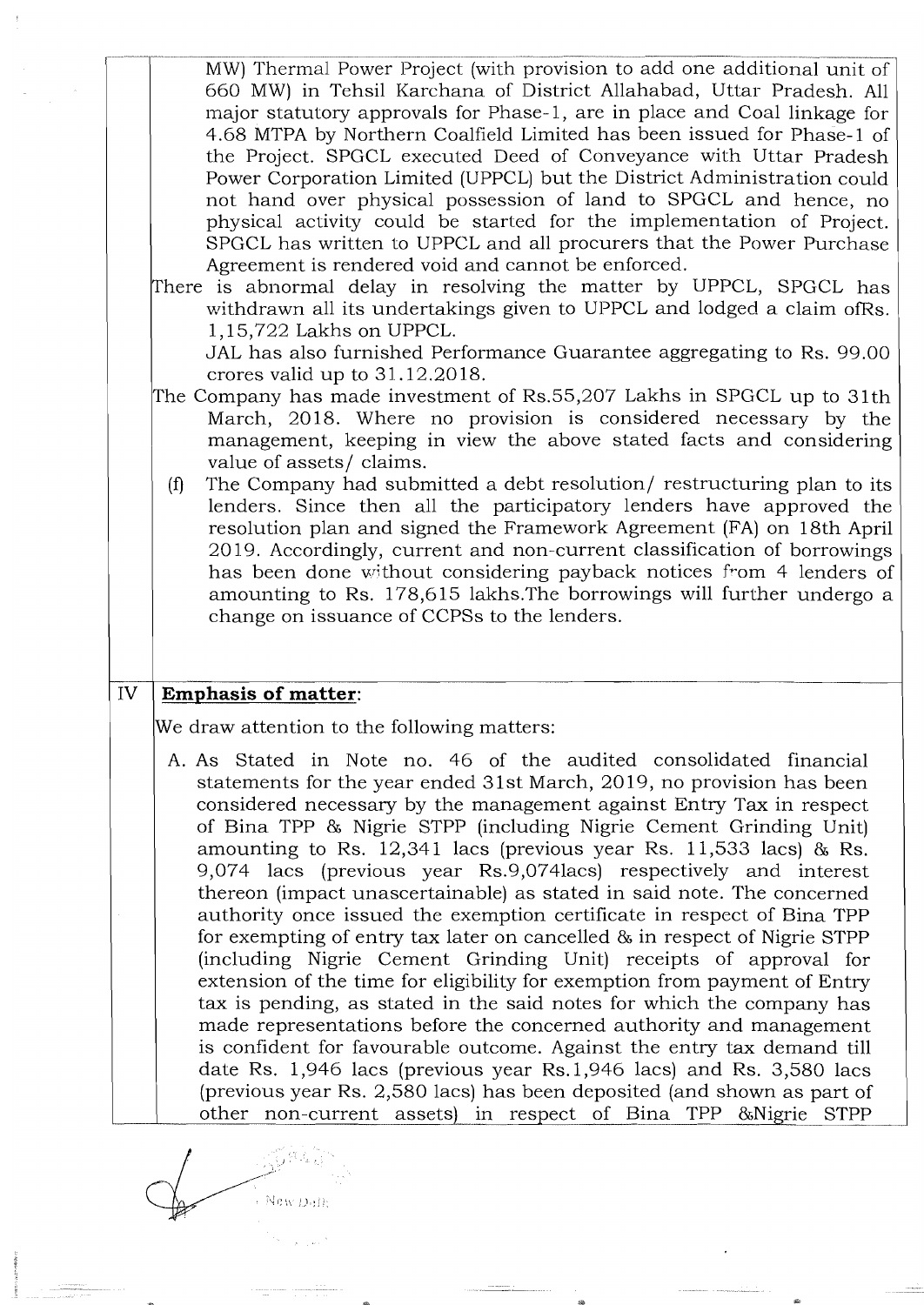MW) Thermal Power Project (with provision to add one additional unit of 660 MW) in Tehsil Karchana of District Allahabad, Uttar Pradesh. All major statutory approvals for Phase-1, are in place and Coal linkage for 4.68 MTPA by Northern Coalfield Limited has been issued for Phase-1 of the Project. SPGCL executed Deed of Conveyance with Uttar Pradesh Power Corporation Limited (UPPCL) but the District Administration could not hand over physical possession of land to SPGCL and hence, no physical activity could be started for the implementation of Project. SPGCL has written to UPPCL and all procurers that the Power Purchase Agreement is rendered void and cannot be enforced.

There is abnormal delay in resolving the matter by UPPCL, SPGCL has withdrawn all its undertakings given to UPPCL and lodged a claim ofRs. 1,15,722 Lakhs on UPPCL.

JAL has also furnished Performance Guarantee aggregating to Rs. 99.00 crores valid up to 31.12.2018.

The Company has made investment of Rs.55,207 Lakhs in SPGCL up to 31th March, 2018. Where no provision is considered necessary by the management, keeping in view the above stated facts and considering value of assets/ claims.

(f) The Company had submitted a debt resolution/ restructuring plan to its lenders. Since then all the participatory lenders have approved the resolution plan and signed the Framework Agreement (FA) on 18th April 2019. Accordingly, current and non-current classification of borrowings has been done without considering payback notices from 4 lenders of amounting to Rs. 178,615 lakhs.The borrowings will further undergo a change on issuance of CCPSs to the lenders.

## IV Emphasis of matter:

We draw attention to the following matters:

A. As Stated in Note no. 46 of the audited consolidated financial statements for the year ended 31st March, 2019, no provision has been considered necessary by the management against Entry Tax in respect of Bina TPP & Nigrie STPP (including Nigrie Cement Grinding Unit) amounting to Rs. 12,341 lacs (previous year Rs. 11,533 lacs) & Rs. 9,074 lacs (previous year Rs.9,074lacs) respectively and interest thereon (impact unascertainable) as stated in said note. The concerned authority once issued the exemption certificate in respect of Bina TPP for exempting of entry tax later on cancelled & in respect of Nigrie STPP (including Nigrie Cement Grinding Unit) receipts of approval for extension of the time for eligibility for exemption from payment of Entry tax is pending, as stated in the said notes for which the company has made representations before the concerned authority and management is confident for favourable outcome. Against the entry tax demand till date Rs. 1,946 lacs (previous year Rs.1,946 lacs) and Rs. 3,580 lacs (previous year Rs. 2,580 lacs) has been deposited (and shown as part of other non-current assets) in respect of Bina TPP &Nigrie STPP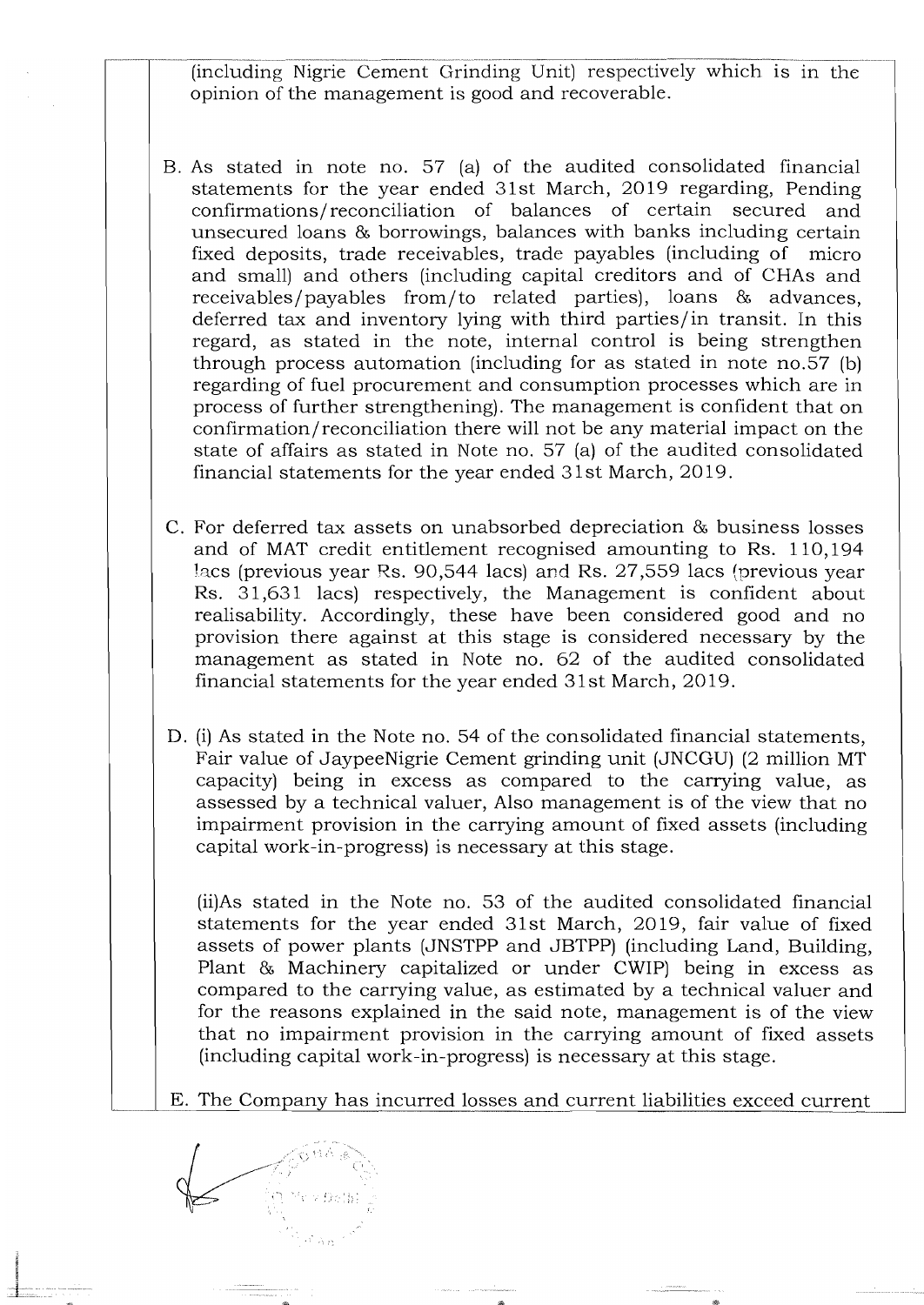(including Nigrie Cement Grinding Unit) respectively which is in the opinion of the management is good and recoverable.

B. As stated in note no. 57 (a) of the audited consolidated financial statements for the year ended 31st March, 2019 regarding, Pending confirmations/reconciliation of balances of certain secured and unsecured loans & borrowings, balances with banks including certain fixed deposits, trade receivables, trade payables (including of micro and small) and others (including capital creditors and of CHAs and receivables/payables from/to related parties), loans & advances, deferred tax and inventory lying with third parties/in transit. In this regard, as stated in the note, internal control is being strengthen through process automation (including for as stated in note no.57 (b) regarding of fuel procurement and consumption processes which are in process of further strengthening). The management is confident that on confirmation/reconciliation there will not be any material impact on the state of affairs as stated in Note no. 57 (a) of the audited consolidated financial statements for the year ended 31st March, 2019.

C. For deferred tax assets on unabsorbed depreciation & business losses and of MAT credit entitlement recognised amounting to Rs. 110,194 lacs (previous year Rs. 90,544 lacs) and Rs. 27,559 lacs (previous year Rs. 31,631 lacs) respectively, the Management is confident about realisability. Accordingly, these have been considered good and no provision there against at this stage is considered necessary by the management as stated in Note no. 62 of the audited consolidated financial statements for the year ended 31st March, 2019.

D. (i) As stated in the Note no. 54 of the consolidated financial statements, Fair value of JaypeeNigrie Cement grinding unit (JNCGU) (2 million MT capacity) being in excess as compared to the carrying value, as assessed by a technical valuer, Also management is of the view that no impairment provision in the carrying amount of fixed assets (including capital work-in-progress) is necessary at this stage.

(ii)As stated in the Note no. 53 of the audited consolidated financial statements for the year ended 31st March, 2019, fair value of fixed assets of power plants (JNSTPP and JBTPP) (including Land, Building, Plant & Machinery capitalized or under CWIP) being in excess as compared to the carrying value, as estimated by a technical valuer and for the reasons explained in the said note, management is of the view that no impairment provision in the carrying amount of fixed assets (including capital work-in-progress) is necessary at this stage.

E. The Company has incurred losses and current liabilities exceed current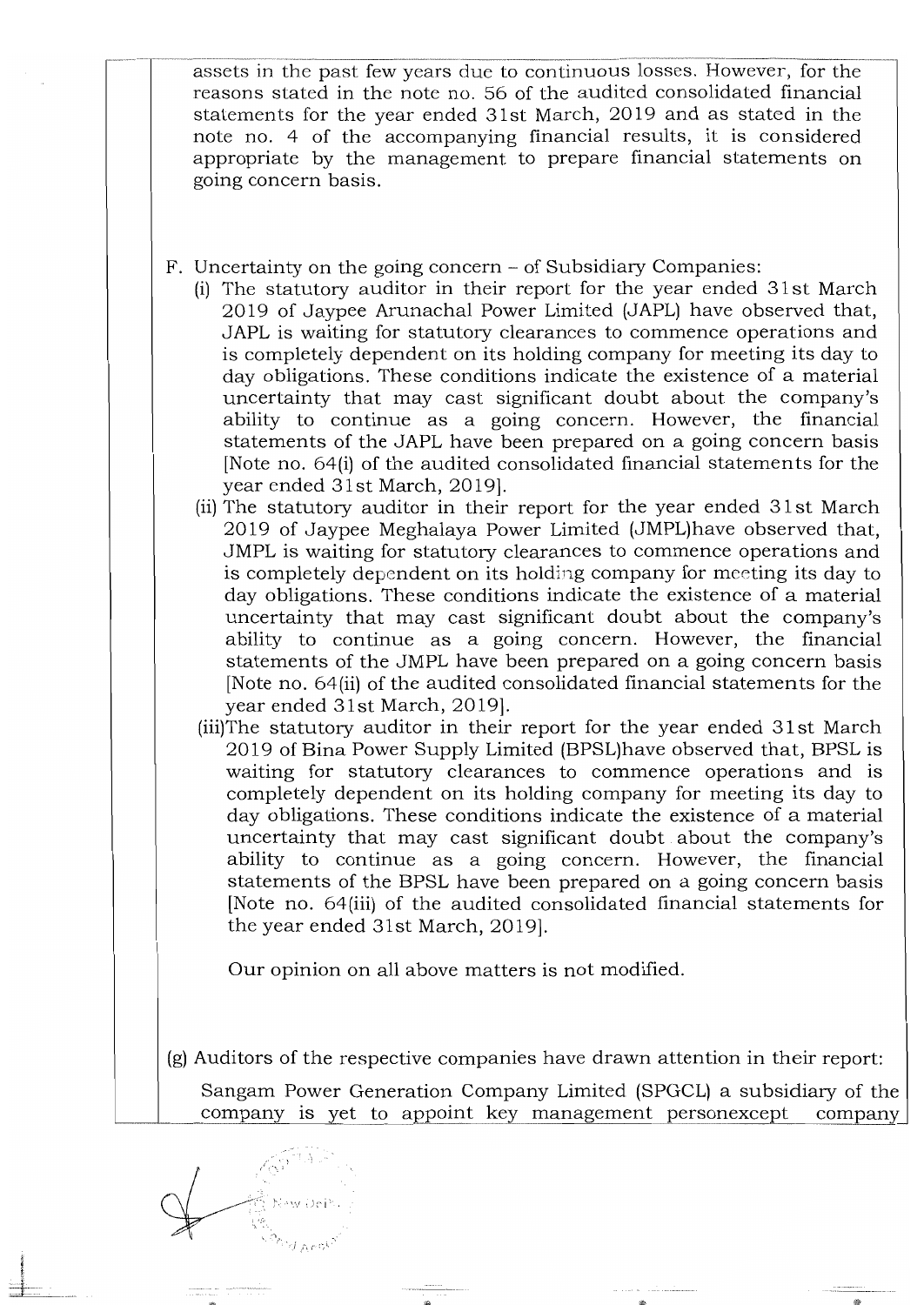assets in the past few years due to continuous losses. However, for the reasons stated in the note no. 56 of the audited consolidated financial statements for the year ended 31st March, 2019 and as stated in the note no. 4 of the accompanying financial results, it is considered appropriate by the management to prepare financial statements on going concern basis.

F. Uncertainty on the going concern – of Subsidiary Companies:

(i) The statutory auditor in their report for the year ended 31st March 2019 of Jaypee Arunachal Power Limited (JAPL) have observed that, JAPL is waiting for statutory clearances to commence operations and is completely dependent on its holding company for meeting its day to day obligations. These conditions indicate the existence of a material uncertainty that may cast significant doubt about the company's ability to continue as a going concern. However, the financial statements of the JAPL have been prepared on a going concern basis [Note no. 64(i) of the audited consolidated financial statements for the year ended 31st March, 2019].

(ii) The statutory auditor in their report for the year ended 31st March 2019 of Jaypee Meghalaya Power Limited (JMPL)have observed that, JMPL is waiting for statutory clearances to commence operations and is completely dependent on its holding company for meeting its day to day obligations. These conditions indicate the existence of a material uncertainty that may cast significant doubt about the company's ability to continue as a going concern. However, the financial statements of the JMPL have been prepared on a going concern basis [Note no. 64(ii) of the audited consolidated financial statements for the year ended 31st March, 2019].

(iii)The statutory auditor in their report for the year ended 31st March 2019 of Bina Power Supply Limited (BPSL)have observed that, BPSL is waiting for statutory clearances to commence operations and is completely dependent on its holding company for meeting its day to day obligations. These conditions indicate the existence of a material uncertainty that may cast significant doubt about the company's ability to continue as a going concern. However, the financial statements of the BPSL have been prepared on a going concern basis [Note no. 64(iii) of the audited consolidated financial statements for the year ended 31st March, 2019].

Our opinion on all above matters is not modified.

(g) Auditors of the respective companies have drawn attention in their report:

Sangam Power Generation Company Limited (SPGCL) a subsidiary of the company is yet to appoint key management personexcept company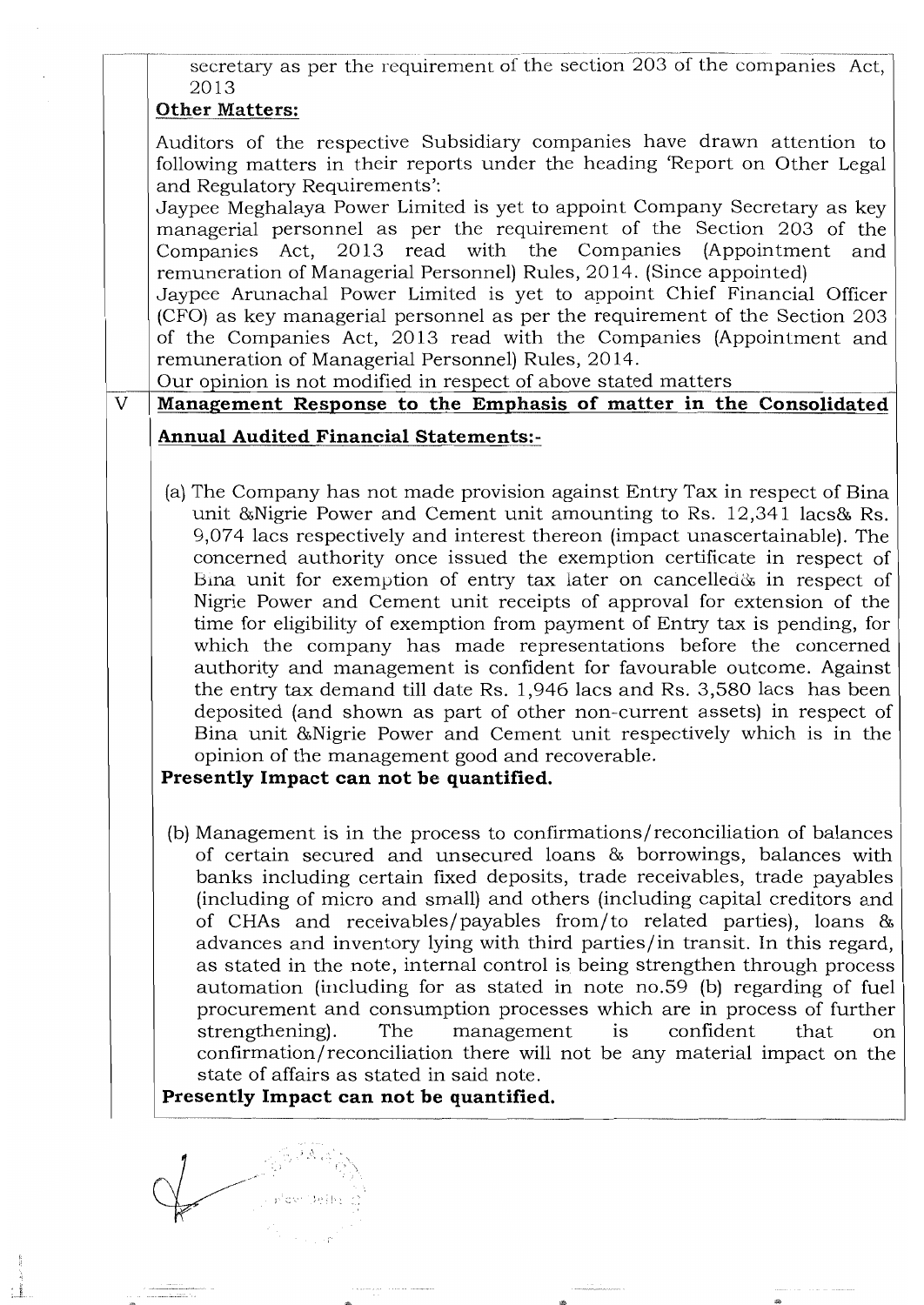secretary as per the requirement of the section 203 of the companies Act, 2013

**Other Matters:**

Auditors of the respective Subsidiary companies have drawn attention to following matters in their reports under the heading 'Report on Other Legal and Regulatory Requirements':

Jaypee Meghalaya Power Limited is yet to appoint Company Secretary as key managerial personnel as per the requirement of the Section 203 of the Companies Act, 2013 read with the Companies (Appointment and remuneration of Managerial Personnel) Rules, 2014. (Since appointed)

Jaypee Arunachal Power Limited is yet to appoint Chief Financial Officer (CFO) as key managerial personnel as per the requirement of the Section 203 of the Companies Act, 2013 read with the Companies (Appointment and remuneration of Managerial Personnel) Rules, 2014.

Our opinion is not modified in respect of above stated matters

## V Management Response to the Emphasis of matter in the Consolidated Annual Audited Financial Statements:-

(a) The Company has not made provision against Entry Tax in respect of Bina unit &Nigrie Power and Cement unit amounting to Rs. 12,341 lacs& Rs. 9,074 lacs respectively and interest thereon (impact unascertainable). The concerned authority once issued the exemption certificate in respect of Bina unit for exemption of entry tax later on cancelled& in respect of Nigrie Power and Cement unit receipts of approval for extension of the time for eligibility of exemption from payment of Entry tax is pending, for which the company has made representations before the concerned authority and management is confident for favourable outcome. Against the entry tax demand till date Rs. 1,946 lacs and Rs. 3,580 lacs has been deposited (and shown as part of other non-current assets) in respect of Bina unit &Nigrie Power and Cement unit respectively which is in the opinion of the management good and recoverable.

**Presently Impact can not be quantified.**

(b) Management is in the process to confirmations/reconciliation of balances of certain secured and unsecured loans & borrowings, balances with banks including certain fixed deposits, trade receivables, trade payables (including of micro and small) and others (including capital creditors and of CHAs and receivables/payables from/to related parties), loans & advances and inventory lying with third parties/in transit. In this regard, as stated in the note, internal control is being strengthen through process automation (including for as stated in note no.59 (b) regarding of fuel procurement and consumption processes which are in process of further strengthening). The management is confident that on confirmation/reconciliation there will not be any material impact on the state of affairs as stated in said note.

**Presently Impact can not be quantified.**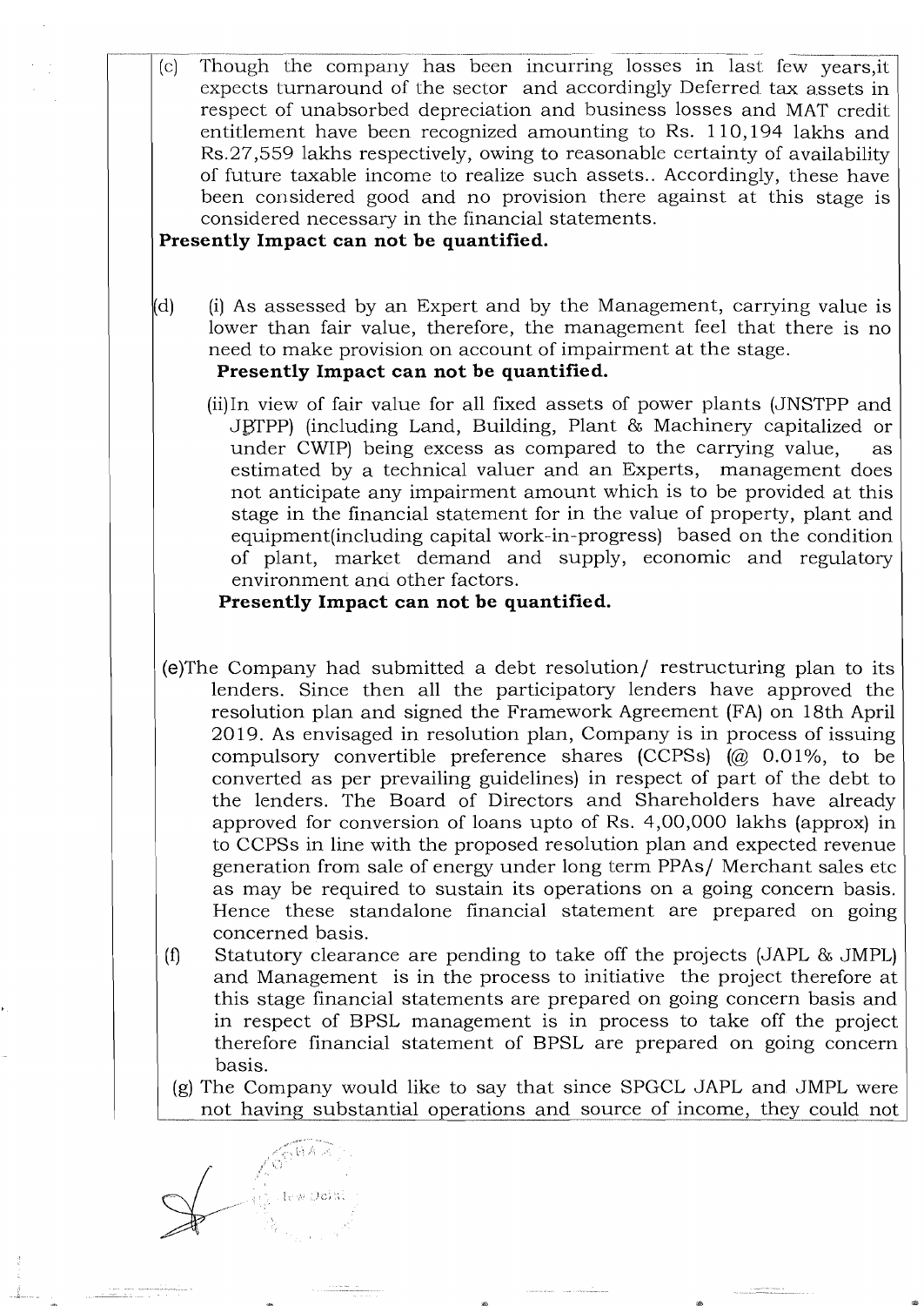(c) Though the company has been incurring losses in last few years,it expects turnaround of the sector and accordingly Deferred tax assets in respect of unabsorbed depreciation and business losses and MAT credit entitlement have been recognized amounting to Rs. 110,194 lakhs and Rs.27,559 lakhs respectively, owing to reasonable certainty of availability of future taxable income to realize such assets.. Accordingly, these have been considered good and no provision there against at this stage is considered necessary in the financial statements.

**Presently Impact can not be quantified.**

(d) (i) As assessed by an Expert and by the Management, carrying value is lower than fair value, therefore, the management feel that there is no need to make provision on account of impairment at the stage.

**Presently Impact can not be quantified.**

(ii)In view of fair value for all fixed assets of power plants (JNSTPP and JBTPP) (including Land, Building, Plant & Machinery capitalized or under CWIP) being excess as compared to the carrying value, as estimated by a technical valuer and an Experts, management does not anticipate any impairment amount which is to be provided at this stage in the financial statement for in the value of property, plant and equipment(including capital work-in-progress) based on the condition of plant, market demand and supply, economic and regulatory environment and other factors.

**Presently Impact can not be quantified.**

(e)The Company had submitted a debt resolution/ restructuring plan to its lenders. Since then all the participatory lenders have approved the resolution plan and signed the Framework Agreement (FA) on 18th April 2019. As envisaged in resolution plan, Company is in process of issuing compulsory convertible preference shares (CCPSs) (@ 0.01%, to be converted as per prevailing guidelines) in respect of part of the debt to the lenders. The Board of Directors and Shareholders have already approved for conversion of loans upto of Rs. 4,00,000 lakhs (approx) in to CCPSs in line with the proposed resolution plan and expected revenue generation from sale of energy under long term PPAs/ Merchant sales etc as may be required to sustain its operations on a going concern basis. Hence these standalone financial statement are prepared on going concerned basis.

(f) Statutory clearance are pending to take off the projects (JAPL & JMPL) and Management is in the process to initiative the project therefore at this stage financial statements are prepared on going concern basis and in respect of BPSL management is in process to take off the project therefore financial statement of BPSL are prepared on going concern basis.

(g) The Company would like to say that since SPGCL JAPL and JMPL were not having substantial operations and source of income, they could not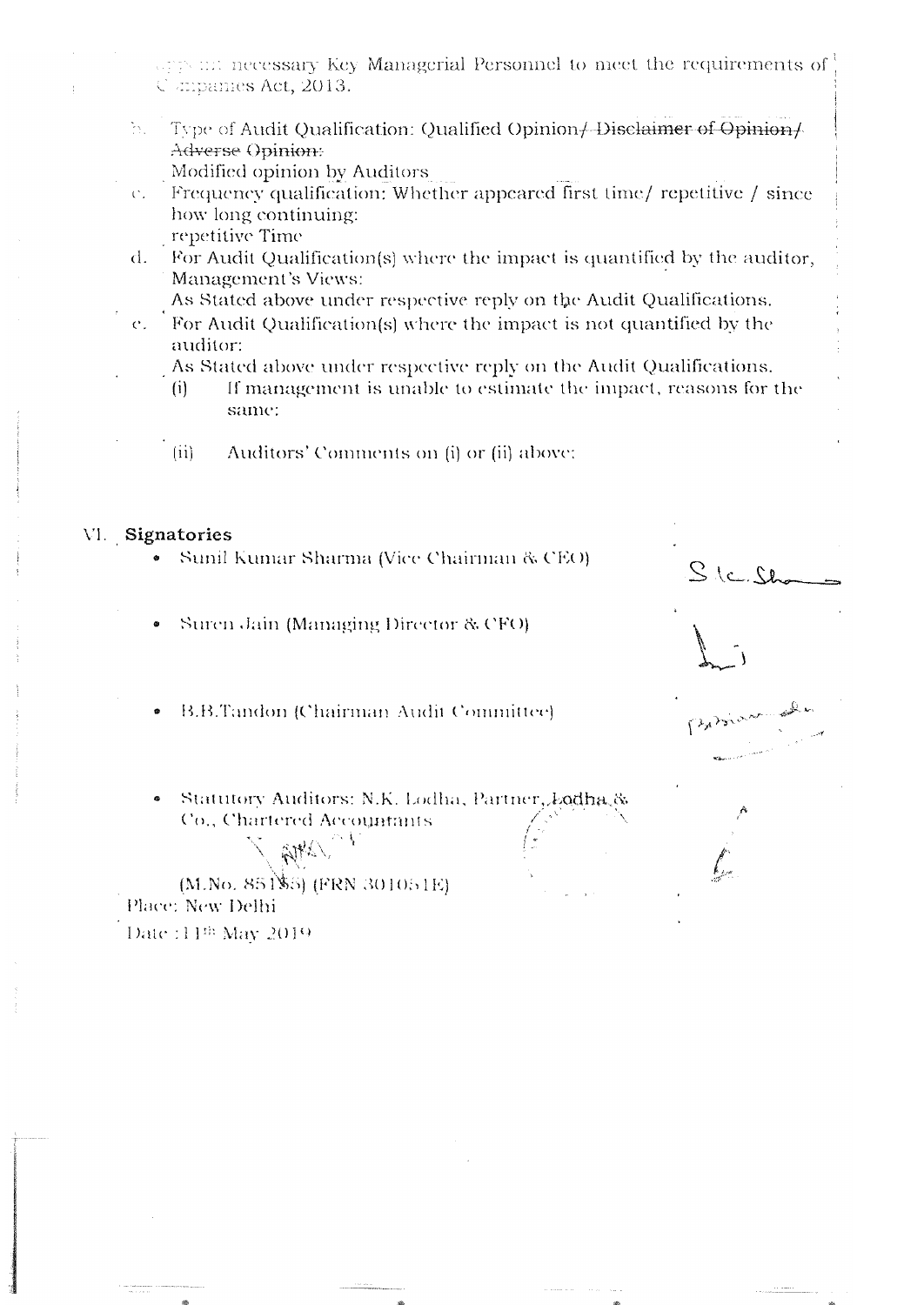appoint necessary Key Managerial Personnel to meet the requirements of Companies Act, 2013.

b. Type of Audit Qualification: Qualified Opinion/ ~~Disclaimer of Opinion/ Adverse Opinion:~~
   Modified opinion by Auditors

c. Frequency qualification: Whether appeared first time/ repetitive / since how long continuing:
   repetitive Time

d. For Audit Qualification(s) where the impact is quantified by the auditor, Management's Views:
   As Stated above under respective reply on the Audit Qualifications.

e. For Audit Qualification(s) where the impact is not quantified by the auditor:
   As Stated above under respective reply on the Audit Qualifications.
   (i) If management is unable to estimate the impact, reasons for the same:

   (ii) Auditors' Comments on (i) or (ii) above:

## VI. Signatories

- Sunil Kumar Sharma (Vice Chairman & CEO)
- Suren Jain (Managing Director & CFO)
- B.B.Tandon (Chairman Audit Committee)
- Statutory Auditors: N.K. Lodha, Partner, Lodha & Co., Chartered Accountants

(M.No. 85155) (FRN 301051E)

Place: New Delhi

Date : 11th May 2019